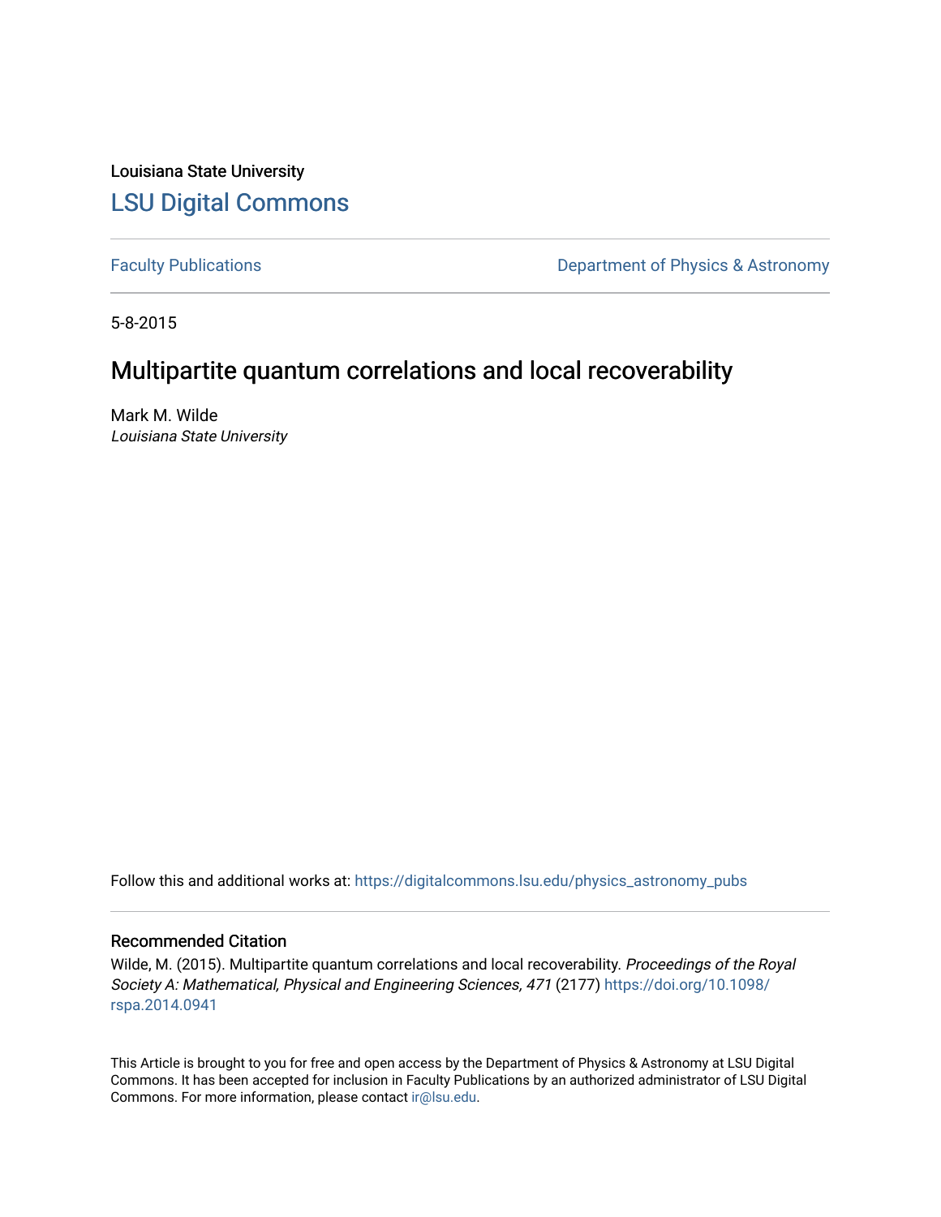Louisiana State University

# LSU Digital Commons

Faculty Publications | Department of Physics & Astronomy

5-8-2015

## Multipartite quantum correlations and local recoverability

Mark M. Wilde
*Louisiana State University*

Follow this and additional works at: https://digitalcommons.lsu.edu/physics_astronomy_pubs

### Recommended Citation

Wilde, M. (2015). Multipartite quantum correlations and local recoverability. *Proceedings of the Royal Society A: Mathematical, Physical and Engineering Sciences, 471* (2177) https://doi.org/10.1098/rspa.2014.0941

This Article is brought to you for free and open access by the Department of Physics & Astronomy at LSU Digital Commons. It has been accepted for inclusion in Faculty Publications by an authorized administrator of LSU Digital Commons. For more information, please contact ir@lsu.edu.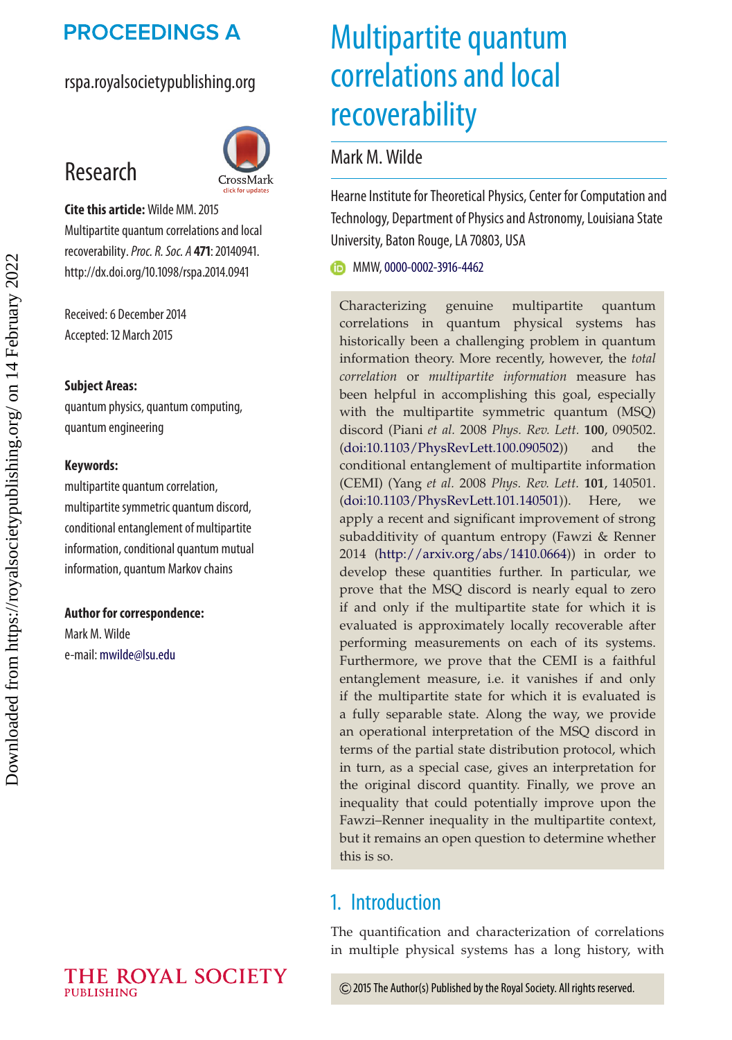# Multipartite quantum correlations and local recoverability

Mark M. Wilde

Hearne Institute for Theoretical Physics, Center for Computation and Technology, Department of Physics and Astronomy, Louisiana State University, Baton Rouge, LA 70803, USA

MMW, 0000-0002-3916-4462

**Cite this article:** Wilde MM. 2015 Multipartite quantum correlations and local recoverability. *Proc. R. Soc. A* **471**: 20140941. http://dx.doi.org/10.1098/rspa.2014.0941

Received: 6 December 2014
Accepted: 12 March 2015

**Subject Areas:**
quantum physics, quantum computing, quantum engineering

**Keywords:**
multipartite quantum correlation, multipartite symmetric quantum discord, conditional entanglement of multipartite information, conditional quantum mutual information, quantum Markov chains

**Author for correspondence:**
Mark M. Wilde
e-mail: mwilde@lsu.edu

Characterizing genuine multipartite quantum correlations in quantum physical systems has historically been a challenging problem in quantum information theory. More recently, however, the *total correlation* or *multipartite information* measure has been helpful in accomplishing this goal, especially with the multipartite symmetric quantum (MSQ) discord (Piani *et al.* 2008 *Phys. Rev. Lett.* **100**, 090502. (doi:10.1103/PhysRevLett.100.090502)) and the conditional entanglement of multipartite information (CEMI) (Yang *et al.* 2008 *Phys. Rev. Lett.* **101**, 140501. (doi:10.1103/PhysRevLett.101.140501)). Here, we apply a recent and significant improvement of strong subadditivity of quantum entropy (Fawzi & Renner 2014 (http://arxiv.org/abs/1410.0664)) in order to develop these quantities further. In particular, we prove that the MSQ discord is nearly equal to zero if and only if the multipartite state for which it is evaluated is approximately locally recoverable after performing measurements on each of its systems. Furthermore, we prove that the CEMI is a faithful entanglement measure, i.e. it vanishes if and only if the multipartite state for which it is evaluated is a fully separable state. Along the way, we provide an operational interpretation of the MSQ discord in terms of the partial state distribution protocol, which in turn, as a special case, gives an interpretation for the original discord quantity. Finally, we prove an inequality that could potentially improve upon the Fawzi–Renner inequality in the multipartite context, but it remains an open question to determine whether this is so.

## 1. Introduction

The quantification and characterization of correlations in multiple physical systems has a long history, with

© 2015 The Author(s) Published by the Royal Society. All rights reserved.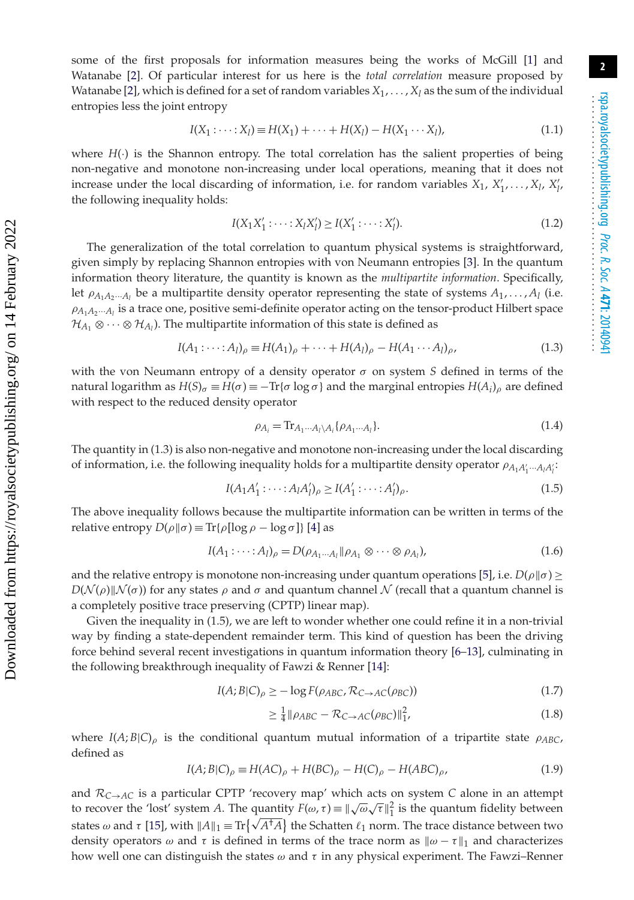some of the first proposals for information measures being the works of McGill [1] and Watanabe [2]. Of particular interest for us here is the *total correlation* measure proposed by Watanabe [2], which is defined for a set of random variables $X_1, \ldots, X_l$ as the sum of the individual entropies less the joint entropy

$$I(X_1 : \cdots : X_l) \equiv H(X_1) + \cdots + H(X_l) - H(X_1 \cdots X_l), \tag{1.1}$$

where $H(\cdot)$ is the Shannon entropy. The total correlation has the salient properties of being non-negative and monotone non-increasing under local operations, meaning that it does not increase under the local discarding of information, i.e. for random variables $X_1, X_1', \ldots, X_l, X_l'$, the following inequality holds:

$$I(X_1 X_1' : \cdots : X_l X_l') \geq I(X_1' : \cdots : X_l'). \tag{1.2}$$

The generalization of the total correlation to quantum physical systems is straightforward, given simply by replacing Shannon entropies with von Neumann entropies [3]. In the quantum information theory literature, the quantity is known as the *multipartite information*. Specifically, let $\rho_{A_1 A_2 \cdots A_l}$ be a multipartite density operator representing the state of systems $A_1, \ldots, A_l$ (i.e. $\rho_{A_1 A_2 \cdots A_l}$ is a trace one, positive semi-definite operator acting on the tensor-product Hilbert space $\mathcal{H}_{A_1} \otimes \cdots \otimes \mathcal{H}_{A_l}$). The multipartite information of this state is defined as

$$I(A_1 : \cdots : A_l)_\rho \equiv H(A_1)_\rho + \cdots + H(A_l)_\rho - H(A_1 \cdots A_l)_\rho, \tag{1.3}$$

with the von Neumann entropy of a density operator $\sigma$ on system $S$ defined in terms of the natural logarithm as $H(S)_\sigma \equiv H(\sigma) \equiv -\mathrm{Tr}\{\sigma \log \sigma\}$ and the marginal entropies $H(A_i)_\rho$ are defined with respect to the reduced density operator

$$\rho_{A_i} = \mathrm{Tr}_{A_1 \cdots A_l \setminus A_i}\{\rho_{A_1 \cdots A_l}\}. \tag{1.4}$$

The quantity in (1.3) is also non-negative and monotone non-increasing under the local discarding of information, i.e. the following inequality holds for a multipartite density operator $\rho_{A_1 A_1' \cdots A_l A_l'}$:

$$I(A_1 A_1' : \cdots : A_l A_l')_\rho \geq I(A_1' : \cdots : A_l')_\rho. \tag{1.5}$$

The above inequality follows because the multipartite information can be written in terms of the relative entropy $D(\rho \| \sigma) \equiv \mathrm{Tr}\{\rho[\log \rho - \log \sigma]\}$ [4] as

$$I(A_1 : \cdots : A_l)_\rho = D(\rho_{A_1 \cdots A_l} \| \rho_{A_1} \otimes \cdots \otimes \rho_{A_l}), \tag{1.6}$$

and the relative entropy is monotone non-increasing under quantum operations [5], i.e. $D(\rho \| \sigma) \geq D(\mathcal{N}(\rho) \| \mathcal{N}(\sigma))$ for any states $\rho$ and $\sigma$ and quantum channel $\mathcal{N}$ (recall that a quantum channel is a completely positive trace preserving (CPTP) linear map).

Given the inequality in (1.5), we are left to wonder whether one could refine it in a non-trivial way by finding a state-dependent remainder term. This kind of question has been the driving force behind several recent investigations in quantum information theory [6–13], culminating in the following breakthrough inequality of Fawzi & Renner [14]:

$$I(A; B|C)_\rho \geq -\log F(\rho_{ABC}, \mathcal{R}_{C \to AC}(\rho_{BC})) \tag{1.7}$$

$$\geq \tfrac{1}{4} \|\rho_{ABC} - \mathcal{R}_{C \to AC}(\rho_{BC})\|_1^2, \tag{1.8}$$

where $I(A; B|C)_\rho$ is the conditional quantum mutual information of a tripartite state $\rho_{ABC}$, defined as

$$I(A; B|C)_\rho \equiv H(AC)_\rho + H(BC)_\rho - H(C)_\rho - H(ABC)_\rho, \tag{1.9}$$

and $\mathcal{R}_{C \to AC}$ is a particular CPTP 'recovery map' which acts on system $C$ alone in an attempt to recover the 'lost' system $A$. The quantity $F(\omega, \tau) \equiv \|\sqrt{\omega}\sqrt{\tau}\|_1^2$ is the quantum fidelity between states $\omega$ and $\tau$ [15], with $\|A\|_1 \equiv \mathrm{Tr}\{\sqrt{A^\dagger A}\}$ the Schatten $\ell_1$ norm. The trace distance between two density operators $\omega$ and $\tau$ is defined in terms of the trace norm as $\|\omega - \tau\|_1$ and characterizes how well one can distinguish the states $\omega$ and $\tau$ in any physical experiment. The Fawzi–Renner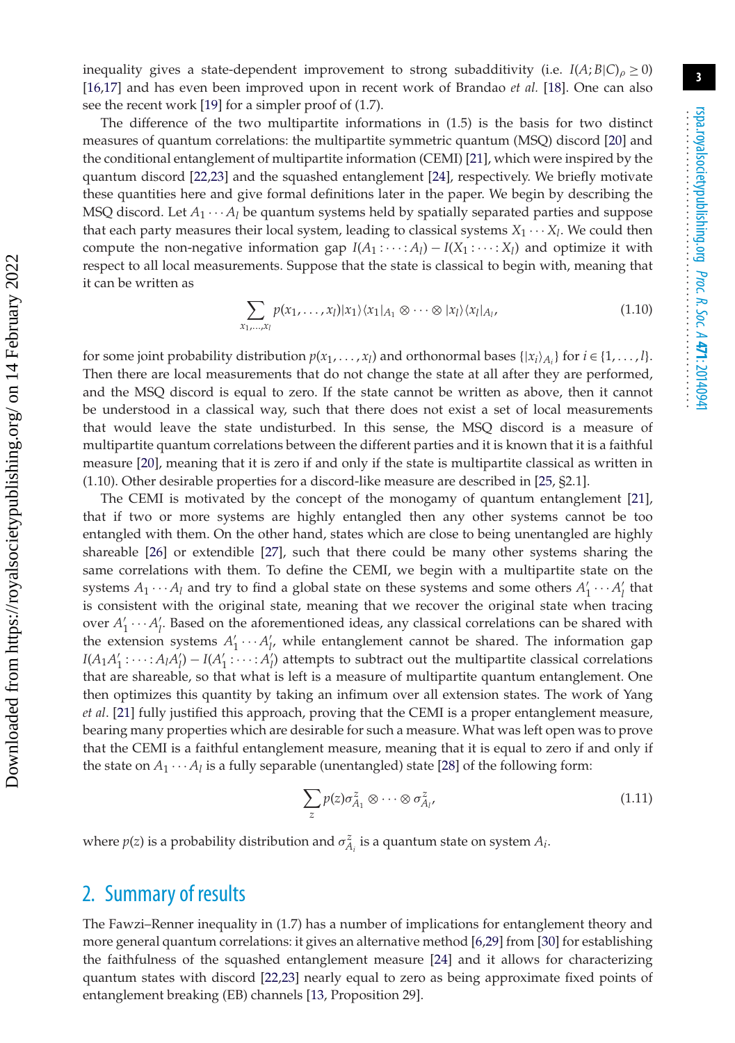inequality gives a state-dependent improvement to strong subadditivity (i.e. $I(A;B|C)_\rho \geq 0$) [16,17] and has even been improved upon in recent work of Brandao *et al.* [18]. One can also see the recent work [19] for a simpler proof of (1.7).

The difference of the two multipartite informations in (1.5) is the basis for two distinct measures of quantum correlations: the multipartite symmetric quantum (MSQ) discord [20] and the conditional entanglement of multipartite information (CEMI) [21], which were inspired by the quantum discord [22,23] and the squashed entanglement [24], respectively. We briefly motivate these quantities here and give formal definitions later in the paper. We begin by describing the MSQ discord. Let $A_1 \cdots A_l$ be quantum systems held by spatially separated parties and suppose that each party measures their local system, leading to classical systems $X_1 \cdots X_l$. We could then compute the non-negative information gap $I(A_1 : \cdots : A_l) - I(X_1 : \cdots : X_l)$ and optimize it with respect to all local measurements. Suppose that the state is classical to begin with, meaning that it can be written as

$$\sum_{x_1,\ldots,x_l} p(x_1,\ldots,x_l)|x_1\rangle\langle x_1|_{A_1} \otimes \cdots \otimes |x_l\rangle\langle x_l|_{A_l}, \tag{1.10}$$

for some joint probability distribution $p(x_1,\ldots,x_l)$ and orthonormal bases $\{|x_i\rangle_{A_i}\}$ for $i \in \{1,\ldots,l\}$. Then there are local measurements that do not change the state at all after they are performed, and the MSQ discord is equal to zero. If the state cannot be written as above, then it cannot be understood in a classical way, such that there does not exist a set of local measurements that would leave the state undisturbed. In this sense, the MSQ discord is a measure of multipartite quantum correlations between the different parties and it is known that it is a faithful measure [20], meaning that it is zero if and only if the state is multipartite classical as written in (1.10). Other desirable properties for a discord-like measure are described in [25, §2.1].

The CEMI is motivated by the concept of the monogamy of quantum entanglement [21], that if two or more systems are highly entangled then any other systems cannot be too entangled with them. On the other hand, states which are close to being unentangled are highly shareable [26] or extendible [27], such that there could be many other systems sharing the same correlations with them. To define the CEMI, we begin with a multipartite state on the systems $A_1 \cdots A_l$ and try to find a global state on these systems and some others $A_1' \cdots A_l'$ that is consistent with the original state, meaning that we recover the original state when tracing over $A_1' \cdots A_l'$. Based on the aforementioned ideas, any classical correlations can be shared with the extension systems $A_1' \cdots A_l'$, while entanglement cannot be shared. The information gap $I(A_1A_1' : \cdots : A_lA_l') - I(A_1' : \cdots : A_l')$ attempts to subtract out the multipartite classical correlations that are shareable, so that what is left is a measure of multipartite quantum entanglement. One then optimizes this quantity by taking an infimum over all extension states. The work of Yang *et al.* [21] fully justified this approach, proving that the CEMI is a proper entanglement measure, bearing many properties which are desirable for such a measure. What was left open was to prove that the CEMI is a faithful entanglement measure, meaning that it is equal to zero if and only if the state on $A_1 \cdots A_l$ is a fully separable (unentangled) state [28] of the following form:

$$\sum_z p(z)\sigma_{A_1}^z \otimes \cdots \otimes \sigma_{A_l}^z, \tag{1.11}$$

where $p(z)$ is a probability distribution and $\sigma_{A_i}^z$ is a quantum state on system $A_i$.

## 2. Summary of results

The Fawzi–Renner inequality in (1.7) has a number of implications for entanglement theory and more general quantum correlations: it gives an alternative method [6,29] from [30] for establishing the faithfulness of the squashed entanglement measure [24] and it allows for characterizing quantum states with discord [22,23] nearly equal to zero as being approximate fixed points of entanglement breaking (EB) channels [13, Proposition 29].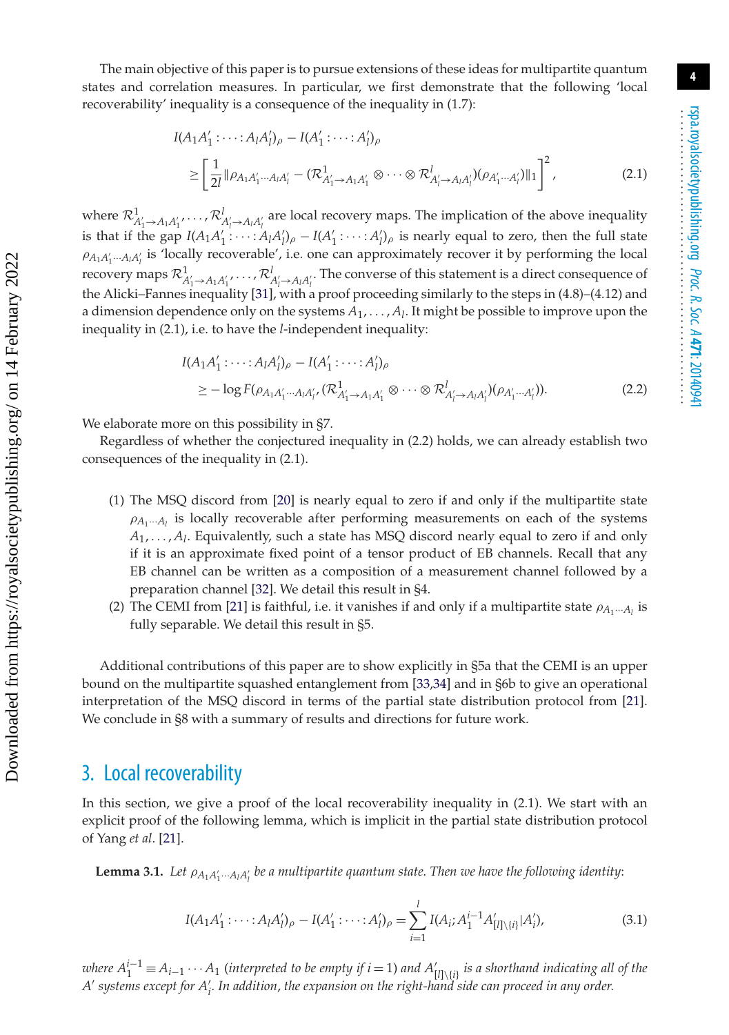The main objective of this paper is to pursue extensions of these ideas for multipartite quantum states and correlation measures. In particular, we first demonstrate that the following 'local recoverability' inequality is a consequence of the inequality in (1.7):

$$I(A_1A_1' : \cdots : A_lA_l')_\rho - I(A_1' : \cdots : A_l')_\rho \geq \left[\frac{1}{2l}\|\rho_{A_1A_1'\cdots A_lA_l'} - (\mathcal{R}^1_{A_1'\to A_1A_1'} \otimes \cdots \otimes \mathcal{R}^l_{A_l'\to A_lA_l'})(\rho_{A_1'\cdots A_l'})\|_1\right]^2, \tag{2.1}$$

where $\mathcal{R}^1_{A_1'\to A_1A_1'}, \ldots, \mathcal{R}^l_{A_l'\to A_lA_l'}$ are local recovery maps. The implication of the above inequality is that if the gap $I(A_1A_1' : \cdots : A_lA_l')_\rho - I(A_1' : \cdots : A_l')_\rho$ is nearly equal to zero, then the full state $\rho_{A_1A_1'\cdots A_lA_l'}$ is 'locally recoverable', i.e. one can approximately recover it by performing the local recovery maps $\mathcal{R}^1_{A_1'\to A_1A_1'}, \ldots, \mathcal{R}^l_{A_l'\to A_lA_l'}$. The converse of this statement is a direct consequence of the Alicki–Fannes inequality [31], with a proof proceeding similarly to the steps in (4.8)–(4.12) and a dimension dependence only on the systems $A_1, \ldots, A_l$. It might be possible to improve upon the inequality in (2.1), i.e. to have the $l$-independent inequality:

$$I(A_1A_1' : \cdots : A_lA_l')_\rho - I(A_1' : \cdots : A_l')_\rho \geq -\log F(\rho_{A_1A_1'\cdots A_lA_l'}, (\mathcal{R}^1_{A_1'\to A_1A_1'} \otimes \cdots \otimes \mathcal{R}^l_{A_l'\to A_lA_l'})(\rho_{A_1'\cdots A_l'})). \tag{2.2}$$

We elaborate more on this possibility in §7.

Regardless of whether the conjectured inequality in (2.2) holds, we can already establish two consequences of the inequality in (2.1).

(1) The MSQ discord from [20] is nearly equal to zero if and only if the multipartite state $\rho_{A_1\cdots A_l}$ is locally recoverable after performing measurements on each of the systems $A_1, \ldots, A_l$. Equivalently, such a state has MSQ discord nearly equal to zero if and only if it is an approximate fixed point of a tensor product of EB channels. Recall that any EB channel can be written as a composition of a measurement channel followed by a preparation channel [32]. We detail this result in §4.

(2) The CEMI from [21] is faithful, i.e. it vanishes if and only if a multipartite state $\rho_{A_1\cdots A_l}$ is fully separable. We detail this result in §5.

Additional contributions of this paper are to show explicitly in §5a that the CEMI is an upper bound on the multipartite squashed entanglement from [33,34] and in §6b to give an operational interpretation of the MSQ discord in terms of the partial state distribution protocol from [21]. We conclude in §8 with a summary of results and directions for future work.

## 3. Local recoverability

In this section, we give a proof of the local recoverability inequality in (2.1). We start with an explicit proof of the following lemma, which is implicit in the partial state distribution protocol of Yang *et al*. [21].

**Lemma 3.1.** *Let $\rho_{A_1A_1'\cdots A_lA_l'}$ be a multipartite quantum state. Then we have the following identity*:

$$I(A_1A_1' : \cdots : A_lA_l')_\rho - I(A_1' : \cdots : A_l')_\rho = \sum_{i=1}^{l} I(A_i; A_1^{i-1}A'_{[l]\setminus\{i\}}|A_i'), \tag{3.1}$$

*where $A_1^{i-1} \equiv A_{i-1}\cdots A_1$ (interpreted to be empty if $i=1$) and $A'_{[l]\setminus\{i\}}$ is a shorthand indicating all of the $A'$ systems except for $A_i'$. In addition, the expansion on the right-hand side can proceed in any order.*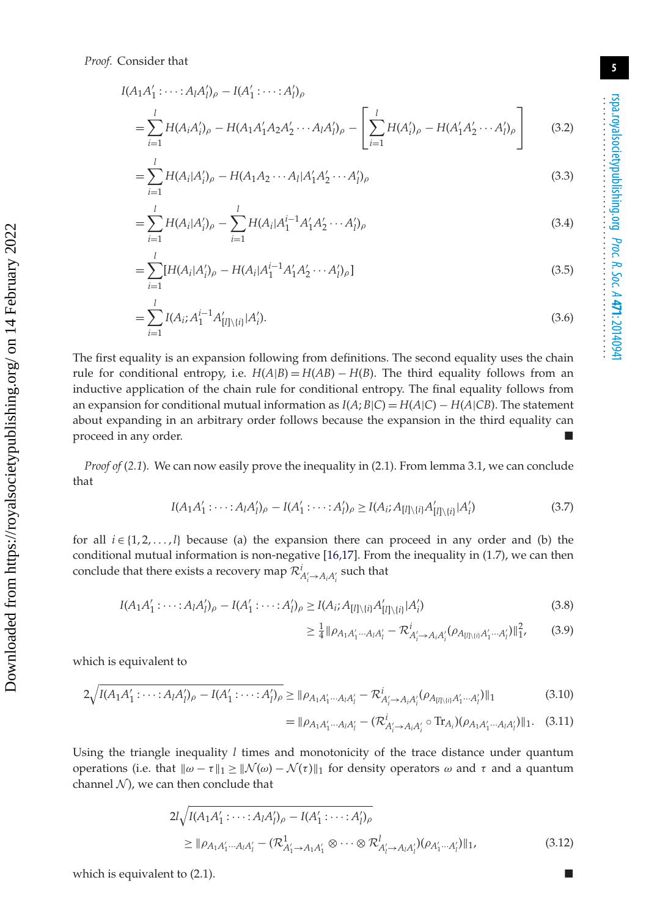*Proof.* Consider that

$$
\begin{aligned}
I(A_1A_1' : \cdots : A_lA_l')_\rho - I(A_1' : \cdots : A_l')_\rho \\
&= \sum_{i=1}^{l} H(A_iA_i')_\rho - H(A_1A_1'A_2A_2'\cdots A_lA_l')_\rho - \left[\sum_{i=1}^{l} H(A_i')_\rho - H(A_1'A_2'\cdots A_l')_\rho\right] \qquad (3.2)\\
&= \sum_{i=1}^{l} H(A_i|A_i')_\rho - H(A_1A_2\cdots A_l|A_1'A_2'\cdots A_l')_\rho \qquad (3.3)\\
&= \sum_{i=1}^{l} H(A_i|A_i')_\rho - \sum_{i=1}^{l} H(A_i|A_1^{i-1}A_1'A_2'\cdots A_l')_\rho \qquad (3.4)\\
&= \sum_{i=1}^{l} [H(A_i|A_i')_\rho - H(A_i|A_1^{i-1}A_1'A_2'\cdots A_l')_\rho] \qquad (3.5)\\
&= \sum_{i=1}^{l} I(A_i; A_1^{i-1}A'_{[l]\backslash\{i\}}|A_i'). \qquad (3.6)
\end{aligned}
$$

The first equality is an expansion following from definitions. The second equality uses the chain rule for conditional entropy, i.e. $H(A|B) = H(AB) - H(B)$. The third equality follows from an inductive application of the chain rule for conditional entropy. The final equality follows from an expansion for conditional mutual information as $I(A;B|C) = H(A|C) - H(A|CB)$. The statement about expanding in an arbitrary order follows because the expansion in the third equality can proceed in any order. ■

*Proof of* (2.1). We can now easily prove the inequality in (2.1). From lemma 3.1, we can conclude that

$$
I(A_1A_1' : \cdots : A_lA_l')_\rho - I(A_1' : \cdots : A_l')_\rho \geq I(A_i; A_{[l]\backslash\{i\}}A'_{[l]\backslash\{i\}}|A_i') \qquad (3.7)
$$

for all $i \in \{1, 2, \ldots, l\}$ because (a) the expansion there can proceed in any order and (b) the conditional mutual information is non-negative [16,17]. From the inequality in (1.7), we can then conclude that there exists a recovery map $\mathcal{R}^i_{A_i'\to A_iA_i'}$ such that

$$
\begin{aligned}
I(A_1A_1' : \cdots : A_lA_l')_\rho - I(A_1' : \cdots : A_l')_\rho &\geq I(A_i; A_{[l]\backslash\{i\}}A'_{[l]\backslash\{i\}}|A_i') \qquad (3.8)\\
&\geq \tfrac{1}{4}\|\rho_{A_1A_1'\cdots A_lA_l'} - \mathcal{R}^i_{A_i'\to A_iA_i'}(\rho_{A_{[l]\backslash\{i\}}A_1'\cdots A_l'})\|_1^2, \qquad (3.9)
\end{aligned}
$$

which is equivalent to

$$
\begin{aligned}
2\sqrt{I(A_1A_1' : \cdots : A_lA_l')_\rho - I(A_1' : \cdots : A_l')_\rho} &\geq \|\rho_{A_1A_1'\cdots A_lA_l'} - \mathcal{R}^i_{A_i'\to A_iA_i'}(\rho_{A_{[l]\backslash\{i\}}A_1'\cdots A_l'})\|_1 \qquad (3.10)\\
&= \|\rho_{A_1A_1'\cdots A_lA_l'} - (\mathcal{R}^i_{A_i'\to A_iA_i'} \circ \mathrm{Tr}_{A_i})(\rho_{A_1A_1'\cdots A_lA_l'})\|_1. \qquad (3.11)
\end{aligned}
$$

Using the triangle inequality $l$ times and monotonicity of the trace distance under quantum operations (i.e. that $\|\omega - \tau\|_1 \geq \|\mathcal{N}(\omega) - \mathcal{N}(\tau)\|_1$ for density operators $\omega$ and $\tau$ and a quantum channel $\mathcal{N}$), we can then conclude that

$$
\begin{aligned}
2l\sqrt{I(A_1A_1' : \cdots : A_lA_l')_\rho - I(A_1' : \cdots : A_l')_\rho} \\
\geq \|\rho_{A_1A_1'\cdots A_lA_l'} - (\mathcal{R}^1_{A_1'\to A_1A_1'} \otimes \cdots \otimes \mathcal{R}^l_{A_l'\to A_lA_l'})(\rho_{A_1'\cdots A_l'})\|_1, \qquad (3.12)
\end{aligned}
$$

which is equivalent to (2.1). ■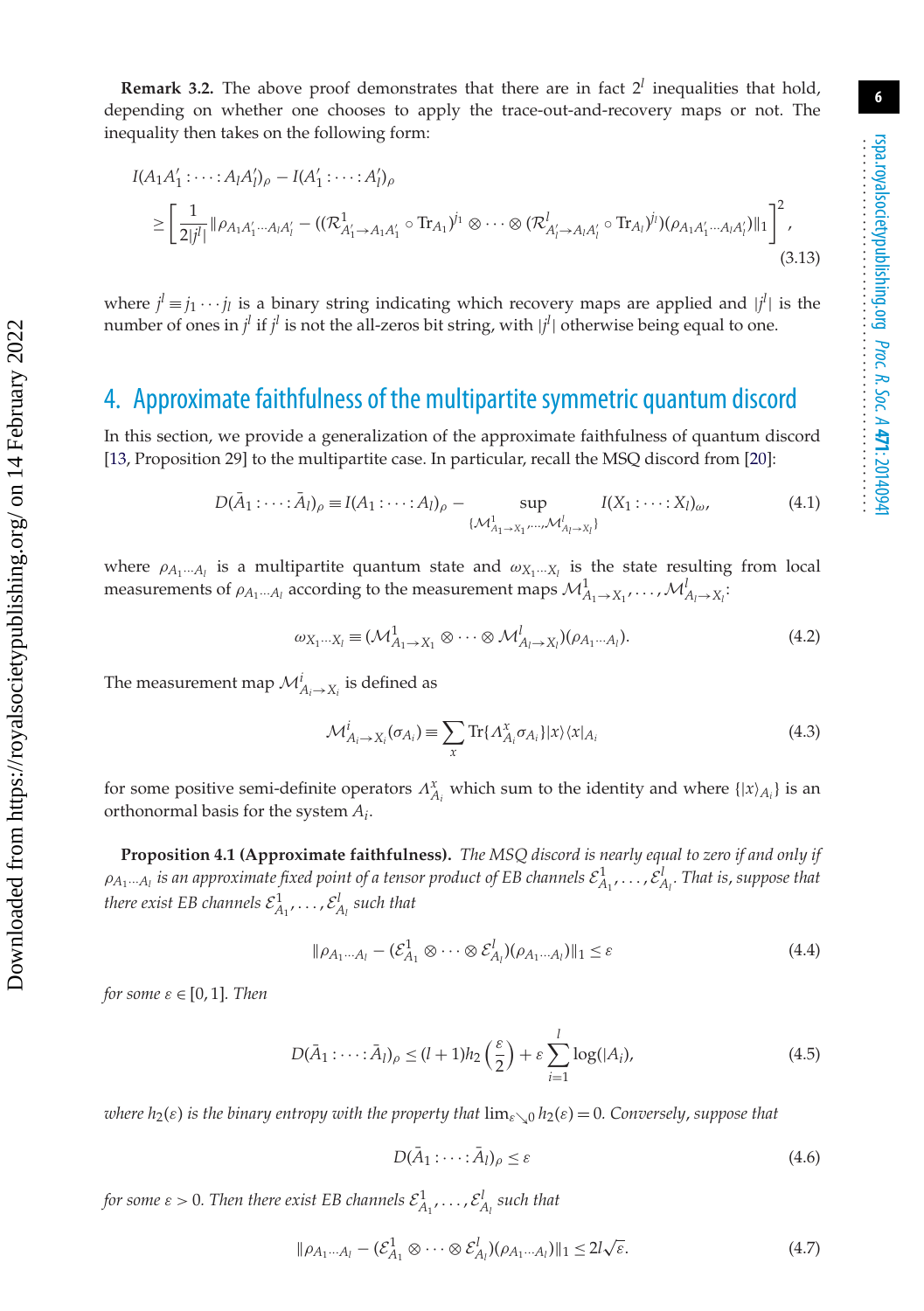**Remark 3.2.** The above proof demonstrates that there are in fact $2^l$ inequalities that hold, depending on whether one chooses to apply the trace-out-and-recovery maps or not. The inequality then takes on the following form:

$$
\begin{aligned}
&I(A_1A_1':\cdots:A_lA_l')_\rho - I(A_1':\cdots:A_l')_\rho \\
&\quad \geq \left[\frac{1}{2|j^l|}\|\rho_{A_1A_1'\cdots A_lA_l'} - ((\mathcal{R}^1_{A_1'\to A_1A_1'}\circ \mathrm{Tr}_{A_1})^{j_1}\otimes\cdots\otimes(\mathcal{R}^l_{A_l'\to A_lA_l'}\circ \mathrm{Tr}_{A_l})^{j_l})(\rho_{A_1A_1'\cdots A_lA_l'})\|_1\right]^2,
\end{aligned} \tag{3.13}
$$

where $j^l \equiv j_1\cdots j_l$ is a binary string indicating which recovery maps are applied and $|j^l|$ is the number of ones in $j^l$ if $j^l$ is not the all-zeros bit string, with $|j^l|$ otherwise being equal to one.

## 4. Approximate faithfulness of the multipartite symmetric quantum discord

In this section, we provide a generalization of the approximate faithfulness of quantum discord [13, Proposition 29] to the multipartite case. In particular, recall the MSQ discord from [20]:

$$
D(\bar{A}_1:\cdots:\bar{A}_l)_\rho \equiv I(A_1:\cdots:A_l)_\rho - \sup_{\{\mathcal{M}^1_{A_1\to X_1},\ldots,\mathcal{M}^l_{A_l\to X_l}\}} I(X_1:\cdots:X_l)_\omega, \tag{4.1}
$$

where $\rho_{A_1\cdots A_l}$ is a multipartite quantum state and $\omega_{X_1\cdots X_l}$ is the state resulting from local measurements of $\rho_{A_1\cdots A_l}$ according to the measurement maps $\mathcal{M}^1_{A_1\to X_1},\ldots,\mathcal{M}^l_{A_l\to X_l}$:

$$
\omega_{X_1\cdots X_l} \equiv (\mathcal{M}^1_{A_1\to X_1}\otimes\cdots\otimes\mathcal{M}^l_{A_l\to X_l})(\rho_{A_1\cdots A_l}). \tag{4.2}
$$

The measurement map $\mathcal{M}^i_{A_i\to X_i}$ is defined as

$$
\mathcal{M}^i_{A_i\to X_i}(\sigma_{A_i}) \equiv \sum_x \mathrm{Tr}\{\Lambda^x_{A_i}\sigma_{A_i}\}|x\rangle\langle x|_{A_i} \tag{4.3}
$$

for some positive semi-definite operators $\Lambda^x_{A_i}$ which sum to the identity and where $\{|x\rangle_{A_i}\}$ is an orthonormal basis for the system $A_i$.

**Proposition 4.1 (Approximate faithfulness).** *The MSQ discord is nearly equal to zero if and only if $\rho_{A_1\cdots A_l}$ is an approximate fixed point of a tensor product of EB channels $\mathcal{E}^1_{A_1},\ldots,\mathcal{E}^l_{A_l}$. That is, suppose that there exist EB channels $\mathcal{E}^1_{A_1},\ldots,\mathcal{E}^l_{A_l}$ such that*

$$
\|\rho_{A_1\cdots A_l} - (\mathcal{E}^1_{A_1}\otimes\cdots\otimes\mathcal{E}^l_{A_l})(\rho_{A_1\cdots A_l})\|_1 \leq \varepsilon \tag{4.4}
$$

*for some $\varepsilon\in[0,1]$. Then*

$$
D(\bar{A}_1:\cdots:\bar{A}_l)_\rho \leq (l+1)h_2\left(\frac{\varepsilon}{2}\right) + \varepsilon\sum_{i=1}^{l}\log(|A_i|), \tag{4.5}
$$

*where $h_2(\varepsilon)$ is the binary entropy with the property that $\lim_{\varepsilon\searrow 0}h_2(\varepsilon)=0$. Conversely, suppose that*

$$
D(\bar{A}_1:\cdots:\bar{A}_l)_\rho \leq \varepsilon \tag{4.6}
$$

*for some $\varepsilon>0$. Then there exist EB channels $\mathcal{E}^1_{A_1},\ldots,\mathcal{E}^l_{A_l}$ such that*

$$
\|\rho_{A_1\cdots A_l} - (\mathcal{E}^1_{A_1}\otimes\cdots\otimes\mathcal{E}^l_{A_l})(\rho_{A_1\cdots A_l})\|_1 \leq 2l\sqrt{\varepsilon}. \tag{4.7}
$$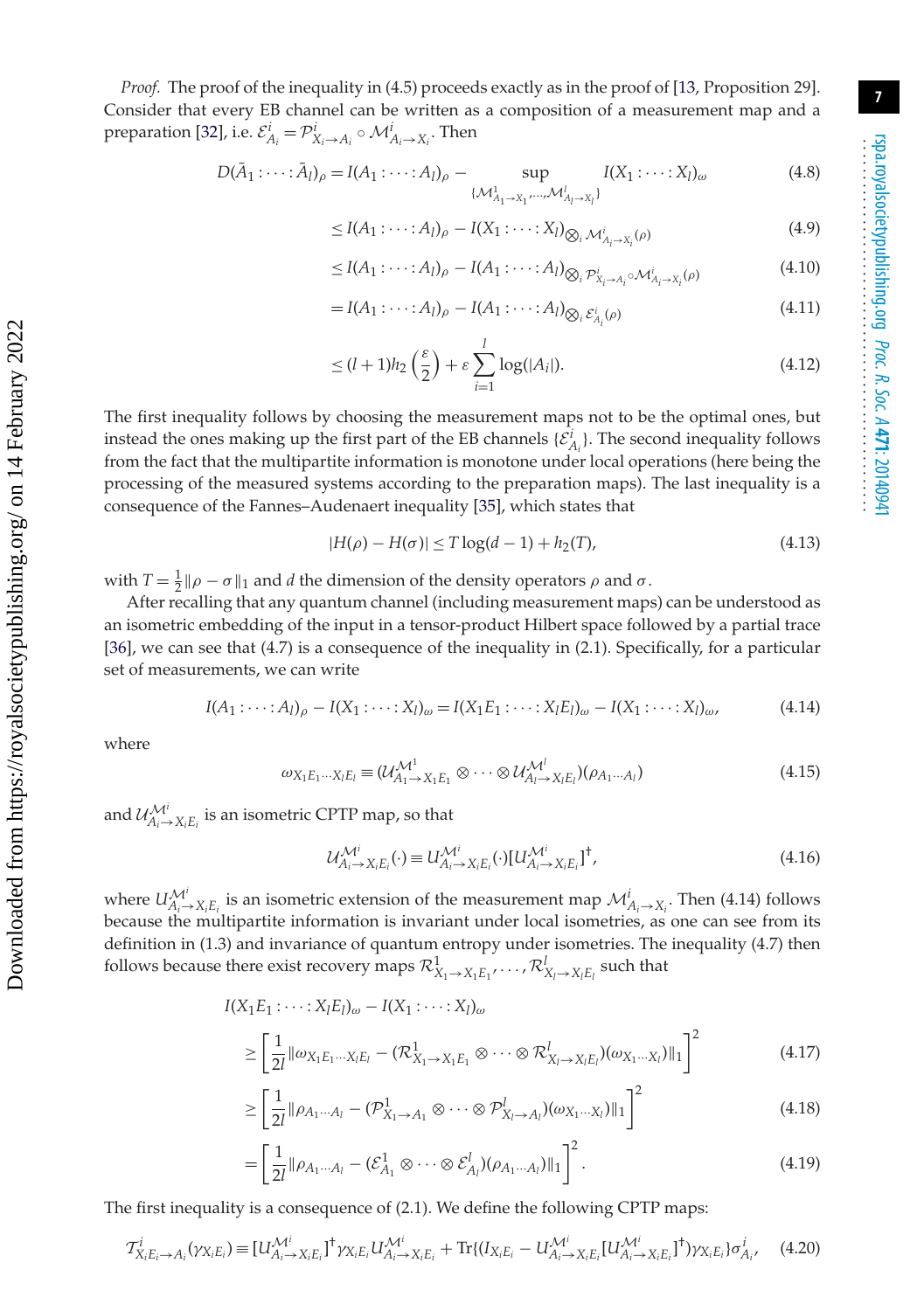*Proof.* The proof of the inequality in (4.5) proceeds exactly as in the proof of [13, Proposition 29]. Consider that every EB channel can be written as a composition of a measurement map and a preparation [32], i.e. $\mathcal{E}^i_{A_i} = \mathcal{P}^i_{X_i \to A_i} \circ \mathcal{M}^i_{A_i \to X_i}$. Then

$$D(\bar{A}_1 : \cdots : \bar{A}_l)_\rho = I(A_1 : \cdots : A_l)_\rho - \sup_{\{\mathcal{M}^1_{A_1 \to X_1}, \ldots, \mathcal{M}^l_{A_l \to X_l}\}} I(X_1 : \cdots : X_l)_\omega \tag{4.8}$$

$$\leq I(A_1 : \cdots : A_l)_\rho - I(X_1 : \cdots : X_l)_{\bigotimes_i \mathcal{M}^i_{A_i \to X_i}(\rho)} \tag{4.9}$$

$$\leq I(A_1 : \cdots : A_l)_\rho - I(A_1 : \cdots : A_l)_{\bigotimes_i \mathcal{P}^i_{X_i \to A_i} \circ \mathcal{M}^i_{A_i \to X_i}(\rho)} \tag{4.10}$$

$$= I(A_1 : \cdots : A_l)_\rho - I(A_1 : \cdots : A_l)_{\bigotimes_i \mathcal{E}^i_{A_i}(\rho)} \tag{4.11}$$

$$\leq (l+1) h_2\left(\frac{\varepsilon}{2}\right) + \varepsilon \sum_{i=1}^{l} \log(|A_i|). \tag{4.12}$$

The first inequality follows by choosing the measurement maps not to be the optimal ones, but instead the ones making up the first part of the EB channels $\{\mathcal{E}^i_{A_i}\}$. The second inequality follows from the fact that the multipartite information is monotone under local operations (here being the processing of the measured systems according to the preparation maps). The last inequality is a consequence of the Fannes–Audenaert inequality [35], which states that

$$|H(\rho) - H(\sigma)| \leq T \log(d-1) + h_2(T), \tag{4.13}$$

with $T = \frac{1}{2}\|\rho - \sigma\|_1$ and $d$ the dimension of the density operators $\rho$ and $\sigma$.

After recalling that any quantum channel (including measurement maps) can be understood as an isometric embedding of the input in a tensor-product Hilbert space followed by a partial trace [36], we can see that (4.7) is a consequence of the inequality in (2.1). Specifically, for a particular set of measurements, we can write

$$I(A_1 : \cdots : A_l)_\rho - I(X_1 : \cdots : X_l)_\omega = I(X_1 E_1 : \cdots : X_l E_l)_\omega - I(X_1 : \cdots : X_l)_\omega, \tag{4.14}$$

where

$$\omega_{X_1 E_1 \cdots X_l E_l} \equiv (\mathcal{U}^{\mathcal{M}^1}_{A_1 \to X_1 E_1} \otimes \cdots \otimes \mathcal{U}^{\mathcal{M}^l}_{A_l \to X_l E_l})(\rho_{A_1 \cdots A_l}) \tag{4.15}$$

and $\mathcal{U}^{\mathcal{M}^i}_{A_i \to X_i E_i}$ is an isometric CPTP map, so that

$$\mathcal{U}^{\mathcal{M}^i}_{A_i \to X_i E_i}(\cdot) \equiv U^{\mathcal{M}^i}_{A_i \to X_i E_i}(\cdot)[U^{\mathcal{M}^i}_{A_i \to X_i E_i}]^\dagger, \tag{4.16}$$

where $U^{\mathcal{M}^i}_{A_i \to X_i E_i}$ is an isometric extension of the measurement map $\mathcal{M}^i_{A_i \to X_i}$. Then (4.14) follows because the multipartite information is invariant under local isometries, as one can see from its definition in (1.3) and invariance of quantum entropy under isometries. The inequality (4.7) then follows because there exist recovery maps $\mathcal{R}^1_{X_1 \to X_1 E_1}, \ldots, \mathcal{R}^l_{X_l \to X_l E_l}$ such that

$$I(X_1 E_1 : \cdots : X_l E_l)_\omega - I(X_1 : \cdots : X_l)_\omega$$

$$\geq \left[\frac{1}{2l} \|\omega_{X_1 E_1 \cdots X_l E_l} - (\mathcal{R}^1_{X_1 \to X_1 E_1} \otimes \cdots \otimes \mathcal{R}^l_{X_l \to X_l E_l})(\omega_{X_1 \cdots X_l})\|_1\right]^2 \tag{4.17}$$

$$\geq \left[\frac{1}{2l} \|\rho_{A_1 \cdots A_l} - (\mathcal{P}^1_{X_1 \to A_1} \otimes \cdots \otimes \mathcal{P}^l_{X_l \to A_l})(\omega_{X_1 \cdots X_l})\|_1\right]^2 \tag{4.18}$$

$$= \left[\frac{1}{2l} \|\rho_{A_1 \cdots A_l} - (\mathcal{E}^1_{A_1} \otimes \cdots \otimes \mathcal{E}^l_{A_l})(\rho_{A_1 \cdots A_l})\|_1\right]^2. \tag{4.19}$$

The first inequality is a consequence of (2.1). We define the following CPTP maps:

$$\mathcal{T}^i_{X_i E_i \to A_i}(\gamma_{X_i E_i}) \equiv [U^{\mathcal{M}^i}_{A_i \to X_i E_i}]^\dagger \gamma_{X_i E_i} U^{\mathcal{M}^i}_{A_i \to X_i E_i} + \mathrm{Tr}\{(I_{X_i E_i} - U^{\mathcal{M}^i}_{A_i \to X_i E_i}[U^{\mathcal{M}^i}_{A_i \to X_i E_i}]^\dagger)\gamma_{X_i E_i}\}\sigma^i_{A_i}, \tag{4.20}$$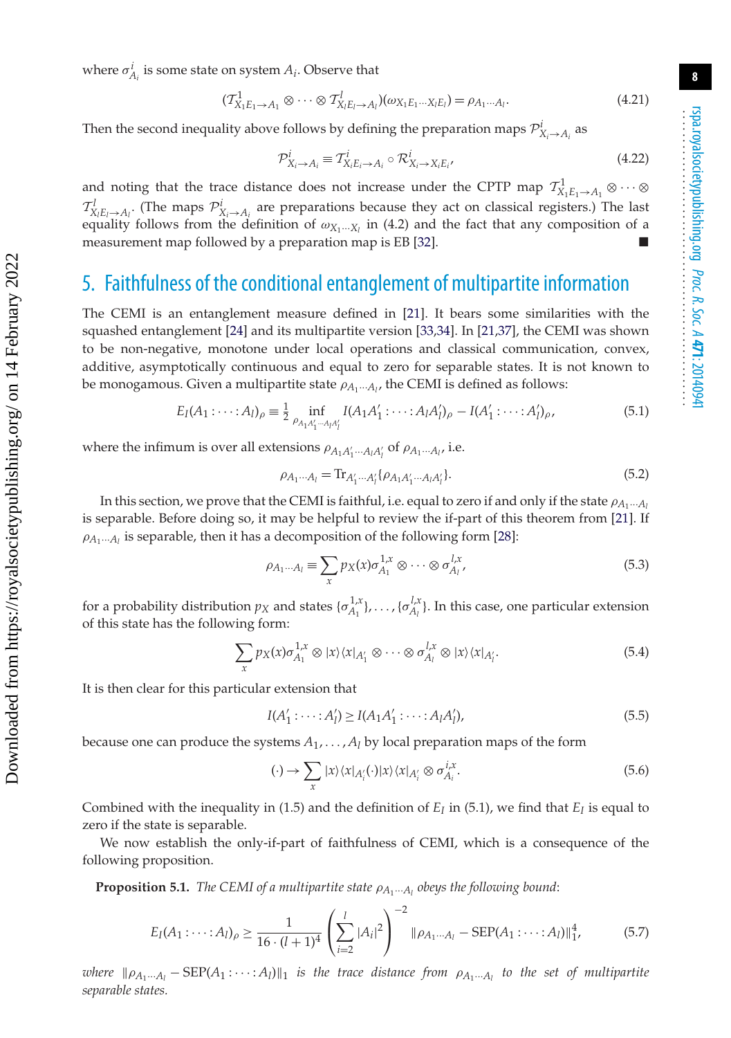where $\sigma^i_{A_i}$ is some state on system $A_i$. Observe that

$$(\mathcal{T}^1_{X_1E_1\to A_1} \otimes \cdots \otimes \mathcal{T}^l_{X_lE_l\to A_l})(\omega_{X_1E_1\cdots X_lE_l}) = \rho_{A_1\cdots A_l}. \tag{4.21}$$

Then the second inequality above follows by defining the preparation maps $\mathcal{P}^i_{X_i\to A_i}$ as

$$\mathcal{P}^i_{X_i\to A_i} \equiv \mathcal{T}^i_{X_iE_i\to A_i} \circ \mathcal{R}^i_{X_i\to X_iE_i}, \tag{4.22}$$

and noting that the trace distance does not increase under the CPTP map $\mathcal{T}^1_{X_1E_1\to A_1} \otimes \cdots \otimes \mathcal{T}^l_{X_lE_l\to A_l}$. (The maps $\mathcal{P}^i_{X_i\to A_i}$ are preparations because they act on classical registers.) The last equality follows from the definition of $\omega_{X_1\cdots X_l}$ in (4.2) and the fact that any composition of a measurement map followed by a preparation map is EB [32]. ■

## 5. Faithfulness of the conditional entanglement of multipartite information

The CEMI is an entanglement measure defined in [21]. It bears some similarities with the squashed entanglement [24] and its multipartite version [33,34]. In [21,37], the CEMI was shown to be non-negative, monotone under local operations and classical communication, convex, additive, asymptotically continuous and equal to zero for separable states. It is not known to be monogamous. Given a multipartite state $\rho_{A_1\cdots A_l}$, the CEMI is defined as follows:

$$E_I(A_1:\cdots:A_l)_\rho \equiv \tfrac{1}{2} \inf_{\rho_{A_1A_1'\cdots A_lA_l'}} I(A_1A_1':\cdots:A_lA_l')_\rho - I(A_1':\cdots:A_l')_\rho, \tag{5.1}$$

where the infimum is over all extensions $\rho_{A_1A_1'\cdots A_lA_l'}$ of $\rho_{A_1\cdots A_l}$, i.e.

$$\rho_{A_1\cdots A_l} = \mathrm{Tr}_{A_1'\cdots A_l'}\{\rho_{A_1A_1'\cdots A_lA_l'}\}. \tag{5.2}$$

In this section, we prove that the CEMI is faithful, i.e. equal to zero if and only if the state $\rho_{A_1\cdots A_l}$ is separable. Before doing so, it may be helpful to review the if-part of this theorem from [21]. If $\rho_{A_1\cdots A_l}$ is separable, then it has a decomposition of the following form [28]:

$$\rho_{A_1\cdots A_l} \equiv \sum_x p_X(x) \sigma^{1,x}_{A_1} \otimes \cdots \otimes \sigma^{l,x}_{A_l}, \tag{5.3}$$

for a probability distribution $p_X$ and states $\{\sigma^{1,x}_{A_1}\}, \ldots, \{\sigma^{l,x}_{A_l}\}$. In this case, one particular extension of this state has the following form:

$$\sum_x p_X(x) \sigma^{1,x}_{A_1} \otimes |x\rangle\langle x|_{A_1'} \otimes \cdots \otimes \sigma^{l,x}_{A_l} \otimes |x\rangle\langle x|_{A_l'}. \tag{5.4}$$

It is then clear for this particular extension that

$$I(A_1':\cdots:A_l') \geq I(A_1A_1':\cdots:A_lA_l'), \tag{5.5}$$

because one can produce the systems $A_1, \ldots, A_l$ by local preparation maps of the form

$$(\cdot) \to \sum_x |x\rangle\langle x|_{A_i'}(\cdot)|x\rangle\langle x|_{A_i'} \otimes \sigma^{i,x}_{A_i}. \tag{5.6}$$

Combined with the inequality in (1.5) and the definition of $E_I$ in (5.1), we find that $E_I$ is equal to zero if the state is separable.

We now establish the only-if-part of faithfulness of CEMI, which is a consequence of the following proposition.

**Proposition 5.1.** *The CEMI of a multipartite state $\rho_{A_1\cdots A_l}$ obeys the following bound*:

$$E_I(A_1:\cdots:A_l)_\rho \geq \frac{1}{16\cdot(l+1)^4} \left(\sum_{i=2}^{l} |A_i|^2\right)^{-2} \|\rho_{A_1\cdots A_l} - \mathrm{SEP}(A_1:\cdots:A_l)\|_1^4, \tag{5.7}$$

*where $\|\rho_{A_1\cdots A_l} - \mathrm{SEP}(A_1:\cdots:A_l)\|_1$ is the trace distance from $\rho_{A_1\cdots A_l}$ to the set of multipartite separable states.*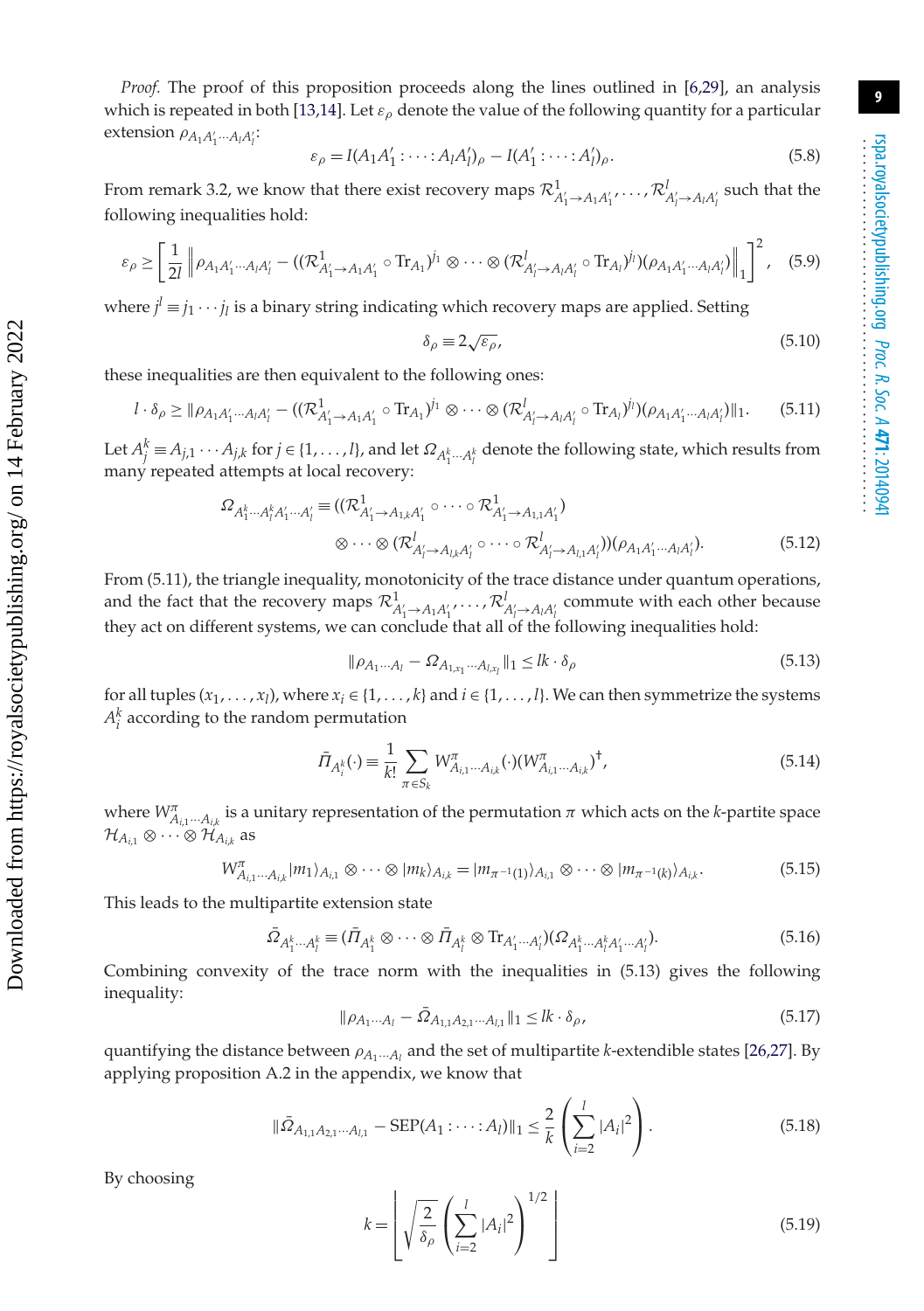*Proof.* The proof of this proposition proceeds along the lines outlined in [6,29], an analysis which is repeated in both [13,14]. Let $\varepsilon_\rho$ denote the value of the following quantity for a particular extension $\rho_{A_1A_1'\cdots A_lA_l'}$:

$$\varepsilon_\rho = I(A_1A_1' : \cdots : A_lA_l')_\rho - I(A_1' : \cdots : A_l')_\rho. \tag{5.8}$$

From remark 3.2, we know that there exist recovery maps $\mathcal{R}^1_{A_1'\to A_1A_1'}, \ldots, \mathcal{R}^l_{A_l'\to A_lA_l'}$ such that the following inequalities hold:

$$\varepsilon_\rho \geq \left[\frac{1}{2l}\left\|\rho_{A_1A_1'\cdots A_lA_l'} - ((\mathcal{R}^1_{A_1'\to A_1A_1'}\circ \mathrm{Tr}_{A_1})^{j_1}\otimes\cdots\otimes(\mathcal{R}^l_{A_l'\to A_lA_l'}\circ \mathrm{Tr}_{A_l})^{j_l})(\rho_{A_1A_1'\cdots A_lA_l'})\right\|_1\right]^2, \tag{5.9}$$

where $j^l \equiv j_1\cdots j_l$ is a binary string indicating which recovery maps are applied. Setting

$$\delta_\rho \equiv 2\sqrt{\varepsilon_\rho}, \tag{5.10}$$

these inequalities are then equivalent to the following ones:

$$l\cdot\delta_\rho \geq \|\rho_{A_1A_1'\cdots A_lA_l'} - ((\mathcal{R}^1_{A_1'\to A_1A_1'}\circ \mathrm{Tr}_{A_1})^{j_1}\otimes\cdots\otimes(\mathcal{R}^l_{A_l'\to A_lA_l'}\circ \mathrm{Tr}_{A_l})^{j_l})(\rho_{A_1A_1'\cdots A_lA_l'})\|_1. \tag{5.11}$$

Let $A_j^k \equiv A_{j,1}\cdots A_{j,k}$ for $j\in\{1,\ldots,l\}$, and let $\Omega_{A_1^k\cdots A_l^k}$ denote the following state, which results from many repeated attempts at local recovery:

$$\begin{aligned}\Omega_{A_1^k\cdots A_l^kA_1'\cdots A_l'} \equiv ((&\mathcal{R}^1_{A_1'\to A_{1,k}A_1'}\circ\cdots\circ\mathcal{R}^1_{A_1'\to A_{1,1}A_1'})\\ &\otimes\cdots\otimes(\mathcal{R}^l_{A_l'\to A_{l,k}A_l'}\circ\cdots\circ\mathcal{R}^l_{A_l'\to A_{l,1}A_l'}))(\rho_{A_1A_1'\cdots A_lA_l'}).\end{aligned} \tag{5.12}$$

From (5.11), the triangle inequality, monotonicity of the trace distance under quantum operations, and the fact that the recovery maps $\mathcal{R}^1_{A_1'\to A_1A_1'},\ldots,\mathcal{R}^l_{A_l'\to A_lA_l'}$ commute with each other because they act on different systems, we can conclude that all of the following inequalities hold:

$$\|\rho_{A_1\cdots A_l} - \Omega_{A_{1,x_1}\cdots A_{l,x_l}}\|_1 \leq lk\cdot\delta_\rho \tag{5.13}$$

for all tuples $(x_1,\ldots,x_l)$, where $x_i\in\{1,\ldots,k\}$ and $i\in\{1,\ldots,l\}$. We can then symmetrize the systems $A_i^k$ according to the random permutation

$$\bar{\Pi}_{A_i^k}(\cdot) \equiv \frac{1}{k!}\sum_{\pi\in S_k} W^\pi_{A_{i,1}\cdots A_{i,k}}(\cdot)(W^\pi_{A_{i,1}\cdots A_{i,k}})^\dagger, \tag{5.14}$$

where $W^\pi_{A_{i,1}\cdots A_{i,k}}$ is a unitary representation of the permutation $\pi$ which acts on the $k$-partite space $\mathcal{H}_{A_{i,1}}\otimes\cdots\otimes\mathcal{H}_{A_{i,k}}$ as

$$W^\pi_{A_{i,1}\cdots A_{i,k}}|m_1\rangle_{A_{i,1}}\otimes\cdots\otimes|m_k\rangle_{A_{i,k}} = |m_{\pi^{-1}(1)}\rangle_{A_{i,1}}\otimes\cdots\otimes|m_{\pi^{-1}(k)}\rangle_{A_{i,k}}. \tag{5.15}$$

This leads to the multipartite extension state

$$\bar{\Omega}_{A_1^k\cdots A_l^k} \equiv (\bar{\Pi}_{A_1^k}\otimes\cdots\otimes\bar{\Pi}_{A_l^k}\otimes\mathrm{Tr}_{A_1'\cdots A_l'})(\Omega_{A_1^k\cdots A_l^kA_1'\cdots A_l'}). \tag{5.16}$$

Combining convexity of the trace norm with the inequalities in (5.13) gives the following inequality:

$$\|\rho_{A_1\cdots A_l} - \bar{\Omega}_{A_{1,1}A_{2,1}\cdots A_{l,1}}\|_1 \leq lk\cdot\delta_\rho, \tag{5.17}$$

quantifying the distance between $\rho_{A_1\cdots A_l}$ and the set of multipartite $k$-extendible states [26,27]. By applying proposition A.2 in the appendix, we know that

$$\|\bar{\Omega}_{A_{1,1}A_{2,1}\cdots A_{l,1}} - \mathrm{SEP}(A_1:\cdots:A_l)\|_1 \leq \frac{2}{k}\left(\sum_{i=2}^{l}|A_i|^2\right). \tag{5.18}$$

By choosing

$$k = \left\lfloor\sqrt{\frac{2}{\delta_\rho}}\left(\sum_{i=2}^{l}|A_i|^2\right)^{1/2}\right\rfloor \tag{5.19}$$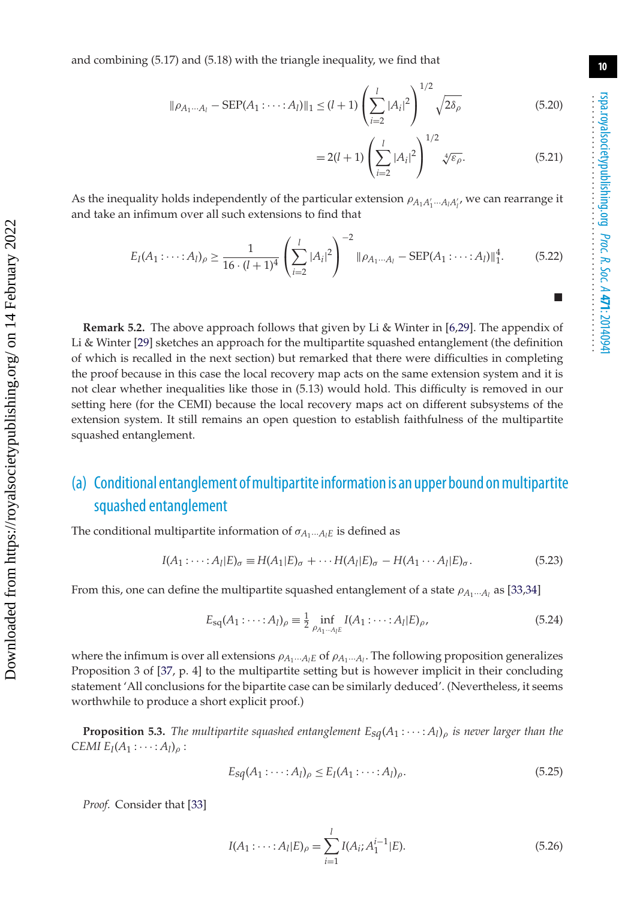and combining (5.17) and (5.18) with the triangle inequality, we find that

$$\|\rho_{A_1\cdots A_l} - \mathrm{SEP}(A_1:\cdots:A_l)\|_1 \le (l+1)\left(\sum_{i=2}^{l}|A_i|^2\right)^{1/2}\sqrt{2\delta_\rho} \tag{5.20}$$

$$= 2(l+1)\left(\sum_{i=2}^{l}|A_i|^2\right)^{1/2}\sqrt[4]{\varepsilon_\rho}. \tag{5.21}$$

As the inequality holds independently of the particular extension $\rho_{A_1 A_1' \cdots A_l A_l'}$, we can rearrange it and take an infimum over all such extensions to find that

$$E_I(A_1:\cdots:A_l)_\rho \ge \frac{1}{16\cdot(l+1)^4}\left(\sum_{i=2}^{l}|A_i|^2\right)^{-2}\|\rho_{A_1\cdots A_l} - \mathrm{SEP}(A_1:\cdots:A_l)\|_1^4. \tag{5.22}$$

■

**Remark 5.2.** The above approach follows that given by Li & Winter in [6,29]. The appendix of Li & Winter [29] sketches an approach for the multipartite squashed entanglement (the definition of which is recalled in the next section) but remarked that there were difficulties in completing the proof because in this case the local recovery map acts on the same extension system and it is not clear whether inequalities like those in (5.13) would hold. This difficulty is removed in our setting here (for the CEMI) because the local recovery maps act on different subsystems of the extension system. It still remains an open question to establish faithfulness of the multipartite squashed entanglement.

## (a) Conditional entanglement of multipartite information is an upper bound on multipartite squashed entanglement

The conditional multipartite information of $\sigma_{A_1\cdots A_l E}$ is defined as

$$I(A_1:\cdots:A_l|E)_\sigma \equiv H(A_1|E)_\sigma + \cdots H(A_l|E)_\sigma - H(A_1\cdots A_l|E)_\sigma. \tag{5.23}$$

From this, one can define the multipartite squashed entanglement of a state $\rho_{A_1\cdots A_l}$ as [33,34]

$$E_{\mathrm{sq}}(A_1:\cdots:A_l)_\rho \equiv \tfrac{1}{2}\inf_{\rho_{A_1\cdots A_l E}} I(A_1:\cdots:A_l|E)_\rho, \tag{5.24}$$

where the infimum is over all extensions $\rho_{A_1\cdots A_l E}$ of $\rho_{A_1\cdots A_l}$. The following proposition generalizes Proposition 3 of [37, p. 4] to the multipartite setting but is however implicit in their concluding statement 'All conclusions for the bipartite case can be similarly deduced'. (Nevertheless, it seems worthwhile to produce a short explicit proof.)

**Proposition 5.3.** *The multipartite squashed entanglement $E_{sq}(A_1:\cdots:A_l)_\rho$ is never larger than the CEMI $E_I(A_1:\cdots:A_l)_\rho$:*

$$E_{sq}(A_1:\cdots:A_l)_\rho \le E_I(A_1:\cdots:A_l)_\rho. \tag{5.25}$$

*Proof.* Consider that [33]

$$I(A_1:\cdots:A_l|E)_\rho = \sum_{i=1}^{l} I(A_i;A_1^{i-1}|E). \tag{5.26}$$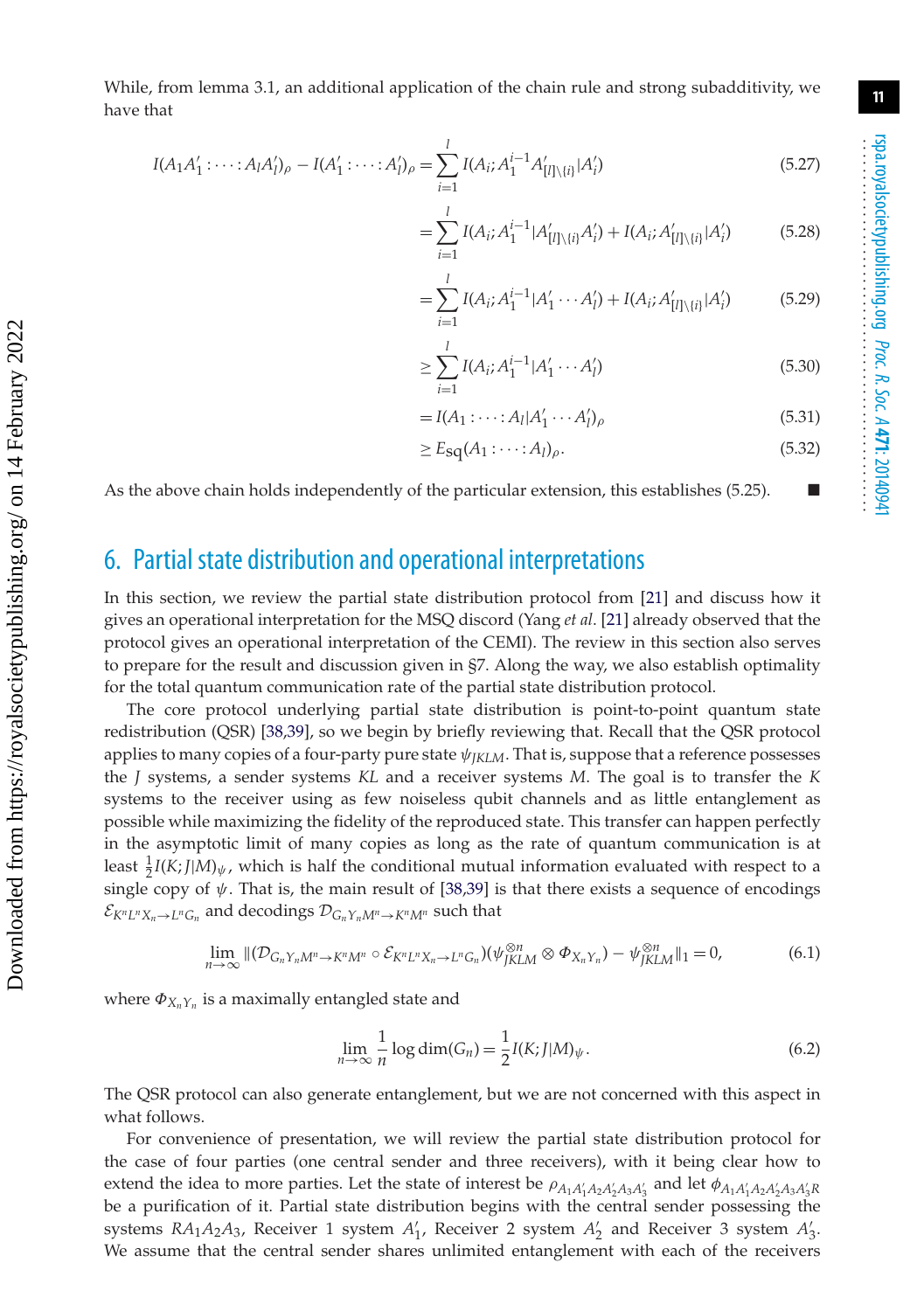While, from lemma 3.1, an additional application of the chain rule and strong subadditivity, we have that

$$
\begin{aligned}
I(A_1A_1' : \cdots : A_lA_l')_\rho - I(A_1' : \cdots : A_l')_\rho &= \sum_{i=1}^{l} I(A_i; A_1^{i-1} A'_{[l]\setminus\{i\}} | A_i') && (5.27)\\
&= \sum_{i=1}^{l} I(A_i; A_1^{i-1} | A'_{[l]\setminus\{i\}} A_i') + I(A_i; A'_{[l]\setminus\{i\}} | A_i') && (5.28)\\
&= \sum_{i=1}^{l} I(A_i; A_1^{i-1} | A_1' \cdots A_l') + I(A_i; A'_{[l]\setminus\{i\}} | A_i') && (5.29)\\
&\geq \sum_{i=1}^{l} I(A_i; A_1^{i-1} | A_1' \cdots A_l') && (5.30)\\
&= I(A_1 : \cdots : A_l | A_1' \cdots A_l')_\rho && (5.31)\\
&\geq E_{\mathrm{sq}}(A_1 : \cdots : A_l)_\rho. && (5.32)
\end{aligned}
$$

As the above chain holds independently of the particular extension, this establishes (5.25). ■

## 6. Partial state distribution and operational interpretations

In this section, we review the partial state distribution protocol from [21] and discuss how it gives an operational interpretation for the MSQ discord (Yang *et al.* [21] already observed that the protocol gives an operational interpretation of the CEMI). The review in this section also serves to prepare for the result and discussion given in §7. Along the way, we also establish optimality for the total quantum communication rate of the partial state distribution protocol.

The core protocol underlying partial state distribution is point-to-point quantum state redistribution (QSR) [38,39], so we begin by briefly reviewing that. Recall that the QSR protocol applies to many copies of a four-party pure state $\psi_{JKLM}$. That is, suppose that a reference possesses the $J$ systems, a sender systems $KL$ and a receiver systems $M$. The goal is to transfer the $K$ systems to the receiver using as few noiseless qubit channels and as little entanglement as possible while maximizing the fidelity of the reproduced state. This transfer can happen perfectly in the asymptotic limit of many copies as long as the rate of quantum communication is at least $\frac{1}{2}I(K;J|M)_\psi$, which is half the conditional mutual information evaluated with respect to a single copy of $\psi$. That is, the main result of [38,39] is that there exists a sequence of encodings $\mathcal{E}_{K^nL^nX_n \to L^nG_n}$ and decodings $\mathcal{D}_{G_nY_nM^n \to K^nM^n}$ such that

$$
\lim_{n\to\infty} \|(\mathcal{D}_{G_nY_nM^n \to K^nM^n} \circ \mathcal{E}_{K^nL^nX_n \to L^nG_n})(\psi_{JKLM}^{\otimes n} \otimes \Phi_{X_nY_n}) - \psi_{JKLM}^{\otimes n}\|_1 = 0, \tag{6.1}
$$

where $\Phi_{X_nY_n}$ is a maximally entangled state and

$$
\lim_{n\to\infty} \frac{1}{n} \log \dim(G_n) = \frac{1}{2} I(K;J|M)_\psi. \tag{6.2}
$$

The QSR protocol can also generate entanglement, but we are not concerned with this aspect in what follows.

For convenience of presentation, we will review the partial state distribution protocol for the case of four parties (one central sender and three receivers), with it being clear how to extend the idea to more parties. Let the state of interest be $\rho_{A_1A_1'A_2A_2'A_3A_3'}$ and let $\phi_{A_1A_1'A_2A_2'A_3A_3'R}$ be a purification of it. Partial state distribution begins with the central sender possessing the systems $RA_1A_2A_3$, Receiver 1 system $A_1'$, Receiver 2 system $A_2'$ and Receiver 3 system $A_3'$. We assume that the central sender shares unlimited entanglement with each of the receivers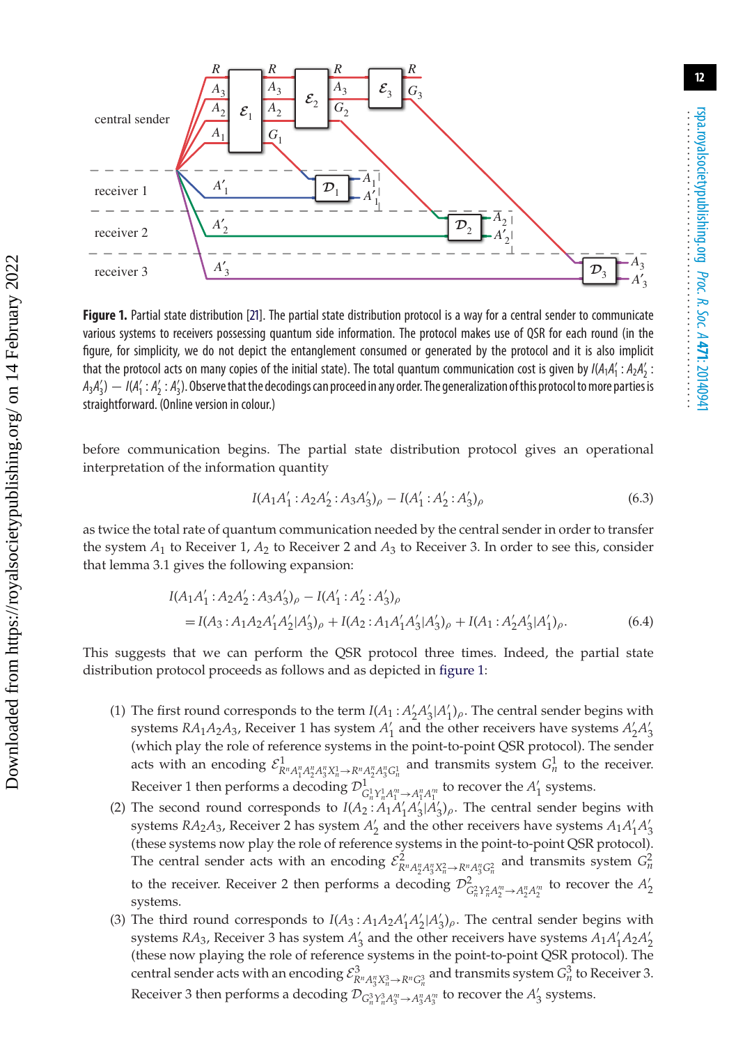**Figure 1.** Partial state distribution [21]. The partial state distribution protocol is a way for a central sender to communicate various systems to receivers possessing quantum side information. The protocol makes use of QSR for each round (in the figure, for simplicity, we do not depict the entanglement consumed or generated by the protocol and it is also implicit that the protocol acts on many copies of the initial state). The total quantum communication cost is given by $I(A_1A_1' : A_2A_2' : A_3A_3') - I(A_1' : A_2' : A_3')$. Observe that the decodings can proceed in any order. The generalization of this protocol to more parties is straightforward. (Online version in colour.)

before communication begins. The partial state distribution protocol gives an operational interpretation of the information quantity

$$I(A_1A_1' : A_2A_2' : A_3A_3')_\rho - I(A_1' : A_2' : A_3')_\rho \tag{6.3}$$

as twice the total rate of quantum communication needed by the central sender in order to transfer the system $A_1$ to Receiver 1, $A_2$ to Receiver 2 and $A_3$ to Receiver 3. In order to see this, consider that lemma 3.1 gives the following expansion:

$$\begin{aligned} I(A_1A_1' : A_2A_2' : A_3A_3')_\rho - I(A_1' : A_2' : A_3')_\rho \\ = I(A_3 : A_1A_2A_1'A_2'|A_3')_\rho + I(A_2 : A_1A_1'A_3'|A_3')_\rho + I(A_1 : A_2'A_3'|A_1')_\rho. \end{aligned} \tag{6.4}$$

This suggests that we can perform the QSR protocol three times. Indeed, the partial state distribution protocol proceeds as follows and as depicted in figure 1:

(1) The first round corresponds to the term $I(A_1 : A_2'A_3'|A_1')_\rho$. The central sender begins with systems $RA_1A_2A_3$, Receiver 1 has system $A_1'$ and the other receivers have systems $A_2'A_3'$ (which play the role of reference systems in the point-to-point QSR protocol). The sender acts with an encoding $\mathcal{E}^1_{R^nA_1^nA_2^nA_3^nX_n^1 \to R^nA_2^nA_3^nG_n^1}$ and transmits system $G_n^1$ to the receiver. Receiver 1 then performs a decoding $\mathcal{D}^1_{G_n^1Y_n^1A_1'^n \to A_1^nA_1'^n}$ to recover the $A_1'$ systems.

(2) The second round corresponds to $I(A_2 : A_1A_1'A_3'|A_2')_\rho$. The central sender begins with systems $RA_2A_3$, Receiver 2 has system $A_2'$ and the other receivers have systems $A_1A_1'A_3'$ (these systems now play the role of reference systems in the point-to-point QSR protocol). The central sender acts with an encoding $\mathcal{E}^2_{R^nA_2^nA_3^nX_n^2 \to R^nA_3^nG_n^2}$ and transmits system $G_n^2$ to the receiver. Receiver 2 then performs a decoding $\mathcal{D}^2_{G_n^2Y_n^2A_2'^n \to A_2^nA_2'^n}$ to recover the $A_2'$ systems.

(3) The third round corresponds to $I(A_3 : A_1A_2A_1'A_2'|A_3')_\rho$. The central sender begins with systems $RA_3$, Receiver 3 has system $A_3'$ and the other receivers have systems $A_1A_1'A_2A_2'$ (these now playing the role of reference systems in the point-to-point QSR protocol). The central sender acts with an encoding $\mathcal{E}^3_{R^nA_3^nX_n^3 \to R^nG_n^3}$ and transmits system $G_n^3$ to Receiver 3. Receiver 3 then performs a decoding $\mathcal{D}_{G_n^3Y_n^3A_3'^n \to A_3^nA_3'^n}$ to recover the $A_3'$ systems.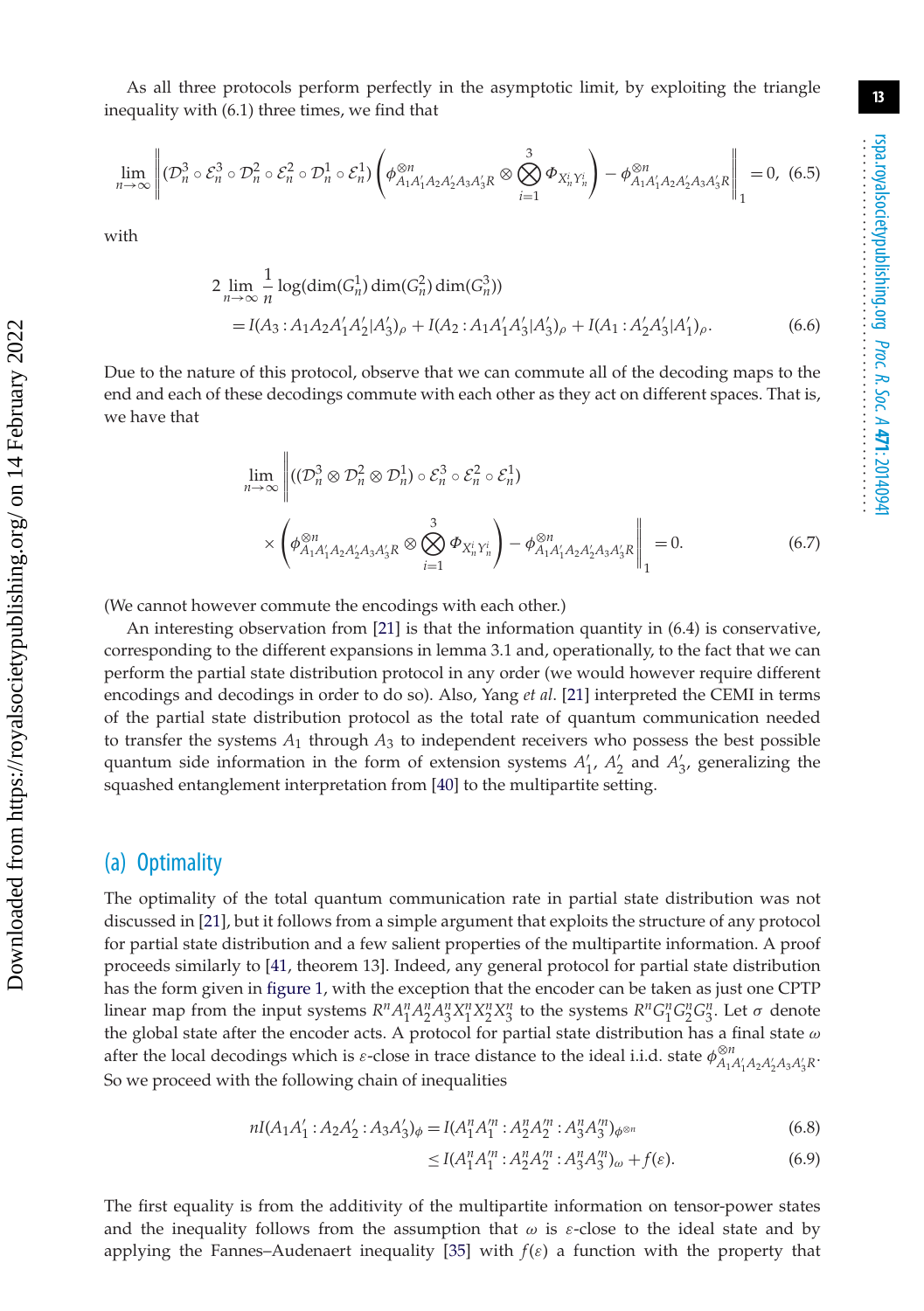As all three protocols perform perfectly in the asymptotic limit, by exploiting the triangle inequality with (6.1) three times, we find that

$$\lim_{n\to\infty}\left\|(\mathcal{D}_n^3\circ\mathcal{E}_n^3\circ\mathcal{D}_n^2\circ\mathcal{E}_n^2\circ\mathcal{D}_n^1\circ\mathcal{E}_n^1)\left(\phi^{\otimes n}_{A_1A_1'A_2A_2'A_3A_3'R}\otimes\bigotimes_{i=1}^{3}\Phi_{X_n^iY_n^i}\right)-\phi^{\otimes n}_{A_1A_1'A_2A_2'A_3A_3'R}\right\|_1=0,\quad(6.5)$$

with

$$\begin{aligned}2\lim_{n\to\infty}\frac{1}{n}\log(\dim(G_n^1)\dim(G_n^2)\dim(G_n^3))\\=I(A_3:A_1A_2A_1'A_2'|A_3')_\rho+I(A_2:A_1A_1'A_3'|A_3')_\rho+I(A_1:A_2'A_3'|A_1')_\rho.\end{aligned}\quad(6.6)$$

Due to the nature of this protocol, observe that we can commute all of the decoding maps to the end and each of these decodings commute with each other as they act on different spaces. That is, we have that

$$\begin{aligned}\lim_{n\to\infty}\Bigg\|&((\mathcal{D}_n^3\otimes\mathcal{D}_n^2\otimes\mathcal{D}_n^1)\circ\mathcal{E}_n^3\circ\mathcal{E}_n^2\circ\mathcal{E}_n^1)\\&\times\left(\phi^{\otimes n}_{A_1A_1'A_2A_2'A_3A_3'R}\otimes\bigotimes_{i=1}^{3}\Phi_{X_n^iY_n^i}\right)-\phi^{\otimes n}_{A_1A_1'A_2A_2'A_3A_3'R}\Bigg\|_1=0.\end{aligned}\quad(6.7)$$

(We cannot however commute the encodings with each other.)

An interesting observation from [21] is that the information quantity in (6.4) is conservative, corresponding to the different expansions in lemma 3.1 and, operationally, to the fact that we can perform the partial state distribution protocol in any order (we would however require different encodings and decodings in order to do so). Also, Yang *et al.* [21] interpreted the CEMI in terms of the partial state distribution protocol as the total rate of quantum communication needed to transfer the systems $A_1$ through $A_3$ to independent receivers who possess the best possible quantum side information in the form of extension systems $A_1'$, $A_2'$ and $A_3'$, generalizing the squashed entanglement interpretation from [40] to the multipartite setting.

## (a) Optimality

The optimality of the total quantum communication rate in partial state distribution was not discussed in [21], but it follows from a simple argument that exploits the structure of any protocol for partial state distribution and a few salient properties of the multipartite information. A proof proceeds similarly to [41, theorem 13]. Indeed, any general protocol for partial state distribution has the form given in figure 1, with the exception that the encoder can be taken as just one CPTP linear map from the input systems $R^nA_1^nA_2^nA_3^nX_1^nX_2^nX_3^n$ to the systems $R^nG_1^nG_2^nG_3^n$. Let $\sigma$ denote the global state after the encoder acts. A protocol for partial state distribution has a final state $\omega$ after the local decodings which is $\varepsilon$-close in trace distance to the ideal i.i.d. state $\phi^{\otimes n}_{A_1A_1'A_2A_2'A_3A_3'R}$. So we proceed with the following chain of inequalities

$$nI(A_1A_1':A_2A_2':A_3A_3')_\phi=I(A_1^nA_1'^n:A_2^nA_2'^n:A_3^nA_3'^n)_{\phi^{\otimes n}}\quad(6.8)$$

$$\leq I(A_1^nA_1'^n:A_2^nA_2'^n:A_3^nA_3'^n)_\omega+f(\varepsilon).\quad(6.9)$$

The first equality is from the additivity of the multipartite information on tensor-power states and the inequality follows from the assumption that $\omega$ is $\varepsilon$-close to the ideal state and by applying the Fannes–Audenaert inequality [35] with $f(\varepsilon)$ a function with the property that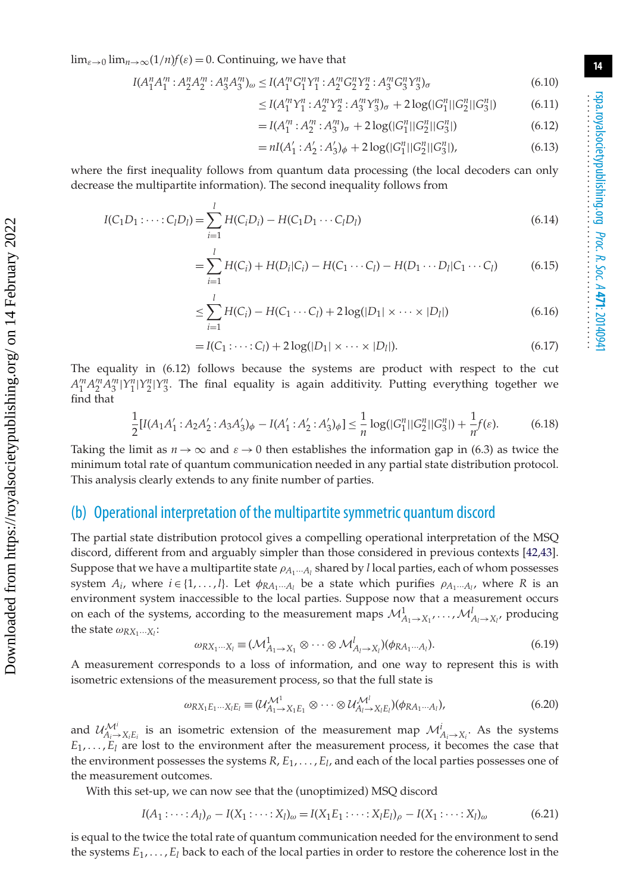$\lim_{\varepsilon\to 0}\lim_{n\to\infty}(1/n)f(\varepsilon)=0$. Continuing, we have that

$$
\begin{aligned}
I(A_1^n A_1'^n : A_2^n A_2'^n : A_3^n A_3'^n)_\omega &\leq I(A_1'^n G_1^n Y_1^n : A_2'^n G_2^n Y_2^n : A_3'^n G_3^n Y_3^n)_\sigma && (6.10)\\
&\leq I(A_1'^n Y_1^n : A_2'^n Y_2^n : A_3'^n Y_3^n)_\sigma + 2\log(|G_1^n||G_2^n||G_3^n|) && (6.11)\\
&= I(A_1'^n : A_2'^n : A_3'^n)_\sigma + 2\log(|G_1^n||G_2^n||G_3^n|) && (6.12)\\
&= nI(A_1' : A_2' : A_3')_\phi + 2\log(|G_1^n||G_2^n||G_3^n|), && (6.13)
\end{aligned}
$$

where the first inequality follows from quantum data processing (the local decoders can only decrease the multipartite information). The second inequality follows from

$$
\begin{aligned}
I(C_1D_1 : \cdots : C_lD_l) &= \sum_{i=1}^{l} H(C_iD_i) - H(C_1D_1\cdots C_lD_l) && (6.14)\\
&= \sum_{i=1}^{l} H(C_i) + H(D_i|C_i) - H(C_1\cdots C_l) - H(D_1\cdots D_l|C_1\cdots C_l) && (6.15)\\
&\leq \sum_{i=1}^{l} H(C_i) - H(C_1\cdots C_l) + 2\log(|D_1|\times\cdots\times|D_l|) && (6.16)\\
&= I(C_1 : \cdots : C_l) + 2\log(|D_1|\times\cdots\times|D_l|). && (6.17)
\end{aligned}
$$

The equality in (6.12) follows because the systems are product with respect to the cut $A_1'^n A_2'^n A_3'^n | Y_1^n | Y_2^n | Y_3^n$. The final equality is again additivity. Putting everything together we find that

$$
\frac{1}{2}[I(A_1A_1' : A_2A_2' : A_3A_3')_\phi - I(A_1' : A_2' : A_3')_\phi] \leq \frac{1}{n}\log(|G_1^n||G_2^n||G_3^n|) + \frac{1}{n}f(\varepsilon). \qquad (6.18)
$$

Taking the limit as $n\to\infty$ and $\varepsilon\to 0$ then establishes the information gap in (6.3) as twice the minimum total rate of quantum communication needed in any partial state distribution protocol. This analysis clearly extends to any finite number of parties.

## (b) Operational interpretation of the multipartite symmetric quantum discord

The partial state distribution protocol gives a compelling operational interpretation of the MSQ discord, different from and arguably simpler than those considered in previous contexts [42,43]. Suppose that we have a multipartite state $\rho_{A_1\cdots A_l}$ shared by $l$ local parties, each of whom possesses system $A_i$, where $i\in\{1,\ldots,l\}$. Let $\phi_{RA_1\cdots A_l}$ be a state which purifies $\rho_{A_1\cdots A_l}$, where $R$ is an environment system inaccessible to the local parties. Suppose now that a measurement occurs on each of the systems, according to the measurement maps $\mathcal{M}^1_{A_1\to X_1},\ldots,\mathcal{M}^l_{A_l\to X_l}$, producing the state $\omega_{RX_1\cdots X_l}$:

$$
\omega_{RX_1\cdots X_l} \equiv (\mathcal{M}^1_{A_1\to X_1}\otimes\cdots\otimes\mathcal{M}^l_{A_l\to X_l})(\phi_{RA_1\cdots A_l}). \qquad (6.19)
$$

A measurement corresponds to a loss of information, and one way to represent this is with isometric extensions of the measurement process, so that the full state is

$$
\omega_{RX_1E_1\cdots X_lE_l} \equiv (\mathcal{U}^{\mathcal{M}^1}_{A_1\to X_1E_1}\otimes\cdots\otimes\mathcal{U}^{\mathcal{M}^l}_{A_l\to X_lE_l})(\phi_{RA_1\cdots A_l}), \qquad (6.20)
$$

and $\mathcal{U}^{\mathcal{M}^i}_{A_i\to X_iE_i}$ is an isometric extension of the measurement map $\mathcal{M}^i_{A_i\to X_i}$. As the systems $E_1,\ldots,E_l$ are lost to the environment after the measurement process, it becomes the case that the environment possesses the systems $R, E_1,\ldots,E_l$, and each of the local parties possesses one of the measurement outcomes.

With this set-up, we can now see that the (unoptimized) MSQ discord

$$
I(A_1 : \cdots : A_l)_\rho - I(X_1 : \cdots : X_l)_\omega = I(X_1E_1 : \cdots : X_lE_l)_\rho - I(X_1 : \cdots : X_l)_\omega \qquad (6.21)
$$

is equal to the twice the total rate of quantum communication needed for the environment to send the systems $E_1,\ldots,E_l$ back to each of the local parties in order to restore the coherence lost in the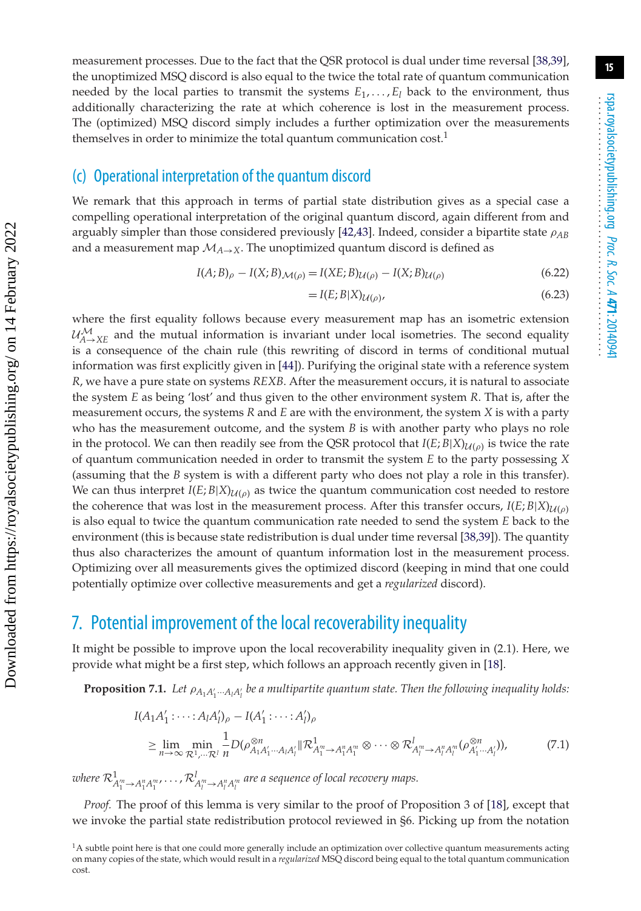measurement processes. Due to the fact that the QSR protocol is dual under time reversal [38,39], the unoptimized MSQ discord is also equal to the twice the total rate of quantum communication needed by the local parties to transmit the systems $E_1, \ldots, E_l$ back to the environment, thus additionally characterizing the rate at which coherence is lost in the measurement process. The (optimized) MSQ discord simply includes a further optimization over the measurements themselves in order to minimize the total quantum communication cost.[1]

### (c) Operational interpretation of the quantum discord

We remark that this approach in terms of partial state distribution gives as a special case a compelling operational interpretation of the original quantum discord, again different from and arguably simpler than those considered previously [42,43]. Indeed, consider a bipartite state $\rho_{AB}$ and a measurement map $\mathcal{M}_{A\to X}$. The unoptimized quantum discord is defined as

$$I(A;B)_\rho - I(X;B)_{\mathcal{M}(\rho)} = I(XE;B)_{\mathcal{U}(\rho)} - I(X;B)_{\mathcal{U}(\rho)} \tag{6.22}$$

$$= I(E;B|X)_{\mathcal{U}(\rho)}, \tag{6.23}$$

where the first equality follows because every measurement map has an isometric extension $\mathcal{U}^{\mathcal{M}}_{A\to XE}$ and the mutual information is invariant under local isometries. The second equality is a consequence of the chain rule (this rewriting of discord in terms of conditional mutual information was first explicitly given in [44]). Purifying the original state with a reference system $R$, we have a pure state on systems $REXB$. After the measurement occurs, it is natural to associate the system $E$ as being 'lost' and thus given to the other environment system $R$. That is, after the measurement occurs, the systems $R$ and $E$ are with the environment, the system $X$ is with a party who has the measurement outcome, and the system $B$ is with another party who plays no role in the protocol. We can then readily see from the QSR protocol that $I(E;B|X)_{\mathcal{U}(\rho)}$ is twice the rate of quantum communication needed in order to transmit the system $E$ to the party possessing $X$ (assuming that the $B$ system is with a different party who does not play a role in this transfer). We can thus interpret $I(E;B|X)_{\mathcal{U}(\rho)}$ as twice the quantum communication cost needed to restore the coherence that was lost in the measurement process. After this transfer occurs, $I(E;B|X)_{\mathcal{U}(\rho)}$ is also equal to twice the quantum communication rate needed to send the system $E$ back to the environment (this is because state redistribution is dual under time reversal [38,39]). The quantity thus also characterizes the amount of quantum information lost in the measurement process. Optimizing over all measurements gives the optimized discord (keeping in mind that one could potentially optimize over collective measurements and get a *regularized* discord).

## 7. Potential improvement of the local recoverability inequality

It might be possible to improve upon the local recoverability inequality given in (2.1). Here, we provide what might be a first step, which follows an approach recently given in [18].

**Proposition 7.1.** *Let $\rho_{A_1A_1'\cdots A_lA_l'}$ be a multipartite quantum state. Then the following inequality holds:*

$$I(A_1A_1' : \cdots : A_lA_l')_\rho - I(A_1' : \cdots : A_l')_\rho$$
$$\geq \lim_{n\to\infty} \min_{\mathcal{R}^1,\cdots\mathcal{R}^l} \frac{1}{n} D(\rho^{\otimes n}_{A_1A_1'\cdots A_lA_l'} \| \mathcal{R}^1_{A_1'^n\to A_1^nA_1'^n} \otimes \cdots \otimes \mathcal{R}^l_{A_l'^n\to A_l^nA_l'^n}(\rho^{\otimes n}_{A_1'\cdots A_l'})), \tag{7.1}$$

*where $\mathcal{R}^1_{A_1'^n\to A_1^nA_1'^n}, \ldots, \mathcal{R}^l_{A_l'^n\to A_l^nA_l'^n}$ are a sequence of local recovery maps.*

*Proof.* The proof of this lemma is very similar to the proof of Proposition 3 of [18], except that we invoke the partial state redistribution protocol reviewed in §6. Picking up from the notation

[1] A subtle point here is that one could more generally include an optimization over collective quantum measurements acting on many copies of the state, which would result in a *regularized* MSQ discord being equal to the total quantum communication cost.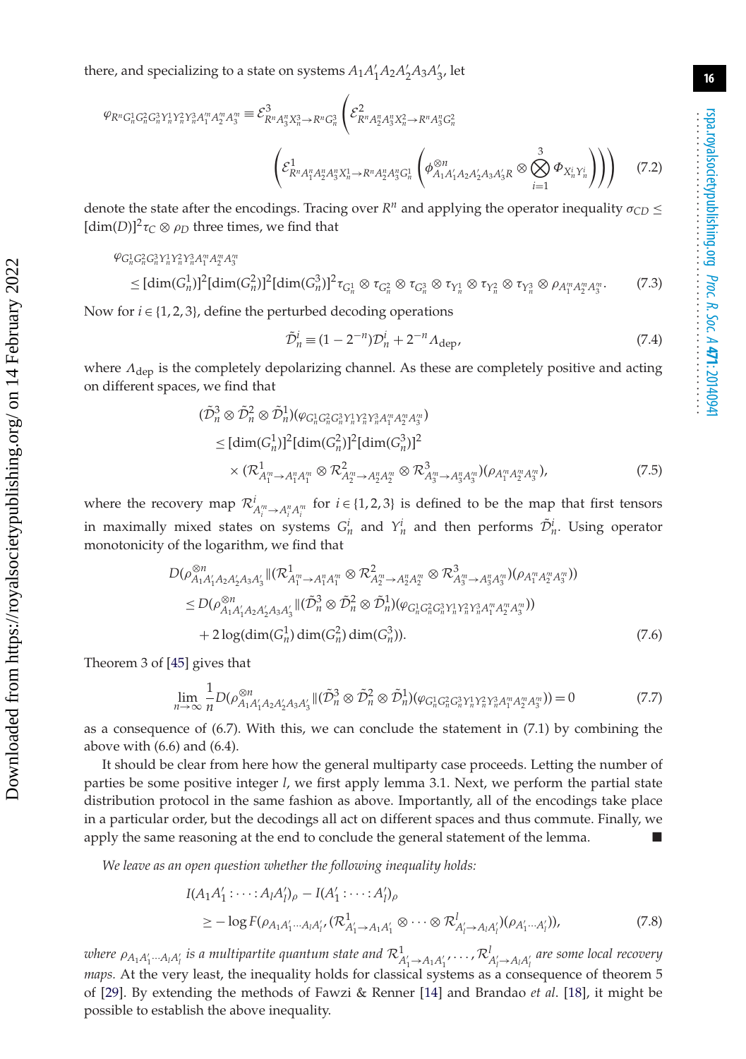there, and specializing to a state on systems $A_1A_1'A_2A_2'A_3A_3'$, let

$$\varphi_{R^n G_n^1 G_n^2 G_n^3 Y_n^1 Y_n^2 Y_n^3 A_1^m A_2^m A_3^m} \equiv \mathcal{E}^3_{R^n A_3^n X_n^3 \to R^n G_n^3}\Bigg(\mathcal{E}^2_{R^n A_2^n A_3^n X_n^2 \to R^n A_3^n G_n^2}$$
$$\left(\mathcal{E}^1_{R^n A_1^n A_2^n A_3^n X_n^1 \to R^n A_2^n A_3^n G_n^1}\left(\phi^{\otimes n}_{A_1A_1'A_2A_2'A_3A_3'R} \otimes \bigotimes_{i=1}^{3} \Phi_{X_n^i Y_n^i}\right)\right)\Bigg) \tag{7.2}$$

denote the state after the encodings. Tracing over $R^n$ and applying the operator inequality $\sigma_{CD} \leq [\dim(D)]^2 \tau_C \otimes \rho_D$ three times, we find that

$$\begin{aligned}&\varphi_{G_n^1 G_n^2 G_n^3 Y_n^1 Y_n^2 Y_n^3 A_1^m A_2^m A_3^m}\\ &\quad \leq [\dim(G_n^1)]^2[\dim(G_n^2)]^2[\dim(G_n^3)]^2 \tau_{G_n^1} \otimes \tau_{G_n^2} \otimes \tau_{G_n^3} \otimes \tau_{Y_n^1} \otimes \tau_{Y_n^2} \otimes \tau_{Y_n^3} \otimes \rho_{A_1^m A_2^m A_3^m}.\end{aligned} \tag{7.3}$$

Now for $i \in \{1, 2, 3\}$, define the perturbed decoding operations

$$\tilde{\mathcal{D}}_n^i \equiv (1 - 2^{-n})\mathcal{D}_n^i + 2^{-n}\Lambda_{\text{dep}}, \tag{7.4}$$

where $\Lambda_{\text{dep}}$ is the completely depolarizing channel. As these are completely positive and acting on different spaces, we find that

$$\begin{aligned}&(\tilde{\mathcal{D}}_n^3 \otimes \tilde{\mathcal{D}}_n^2 \otimes \tilde{\mathcal{D}}_n^1)(\varphi_{G_n^1 G_n^2 G_n^3 Y_n^1 Y_n^2 Y_n^3 A_1^m A_2^m A_3^m})\\ &\quad \leq [\dim(G_n^1)]^2[\dim(G_n^2)]^2[\dim(G_n^3)]^2\\ &\quad \times (\mathcal{R}^1_{A_1^m \to A_1^n A_1'^n} \otimes \mathcal{R}^2_{A_2^m \to A_2^n A_2'^n} \otimes \mathcal{R}^3_{A_3^m \to A_3^n A_3'^n})(\rho_{A_1^m A_2^m A_3^m}),\end{aligned} \tag{7.5}$$

where the recovery map $\mathcal{R}^i_{A_i^m \to A_i^n A_i'^n}$ for $i \in \{1, 2, 3\}$ is defined to be the map that first tensors in maximally mixed states on systems $G_n^i$ and $Y_n^i$ and then performs $\tilde{\mathcal{D}}_n^i$. Using operator monotonicity of the logarithm, we find that

$$\begin{aligned}&D(\rho^{\otimes n}_{A_1A_1'A_2A_2'A_3A_3'} \| (\mathcal{R}^1_{A_1^m \to A_1^n A_1'^n} \otimes \mathcal{R}^2_{A_2^m \to A_2^n A_2'^n} \otimes \mathcal{R}^3_{A_3^m \to A_3^n A_3'^n})(\rho_{A_1^m A_2^m A_3^m}))\\ &\quad \leq D(\rho^{\otimes n}_{A_1A_1'A_2A_2'A_3A_3'} \| (\tilde{\mathcal{D}}_n^3 \otimes \tilde{\mathcal{D}}_n^2 \otimes \tilde{\mathcal{D}}_n^1)(\varphi_{G_n^1 G_n^2 G_n^3 Y_n^1 Y_n^2 Y_n^3 A_1^m A_2^m A_3^m}))\\ &\quad + 2\log(\dim(G_n^1)\dim(G_n^2)\dim(G_n^3)).\end{aligned} \tag{7.6}$$

Theorem 3 of [45] gives that

$$\lim_{n\to\infty} \frac{1}{n} D(\rho^{\otimes n}_{A_1A_1'A_2A_2'A_3A_3'} \| (\tilde{\mathcal{D}}_n^3 \otimes \tilde{\mathcal{D}}_n^2 \otimes \tilde{\mathcal{D}}_n^1)(\varphi_{G_n^1 G_n^2 G_n^3 Y_n^1 Y_n^2 Y_n^3 A_1^m A_2^m A_3^m})) = 0 \tag{7.7}$$

as a consequence of (6.7). With this, we can conclude the statement in (7.1) by combining the above with (6.6) and (6.4).

It should be clear from here how the general multiparty case proceeds. Letting the number of parties be some positive integer $l$, we first apply lemma 3.1. Next, we perform the partial state distribution protocol in the same fashion as above. Importantly, all of the encodings take place in a particular order, but the decodings all act on different spaces and thus commute. Finally, we apply the same reasoning at the end to conclude the general statement of the lemma. ■

*We leave as an open question whether the following inequality holds:*

$$\begin{aligned}&I(A_1A_1' : \cdots : A_lA_l')_\rho - I(A_1' : \cdots : A_l')_\rho\\ &\quad \geq -\log F(\rho_{A_1A_1'\cdots A_lA_l'}, (\mathcal{R}^1_{A_1' \to A_1A_1'} \otimes \cdots \otimes \mathcal{R}^l_{A_l' \to A_lA_l'})(\rho_{A_1'\cdots A_l'})),\end{aligned} \tag{7.8}$$

*where $\rho_{A_1A_1'\cdots A_lA_l'}$ is a multipartite quantum state and $\mathcal{R}^1_{A_1' \to A_1A_1'}, \ldots, \mathcal{R}^l_{A_l' \to A_lA_l'}$ are some local recovery maps.* At the very least, the inequality holds for classical systems as a consequence of theorem 5 of [29]. By extending the methods of Fawzi & Renner [14] and Brandao *et al.* [18], it might be possible to establish the above inequality.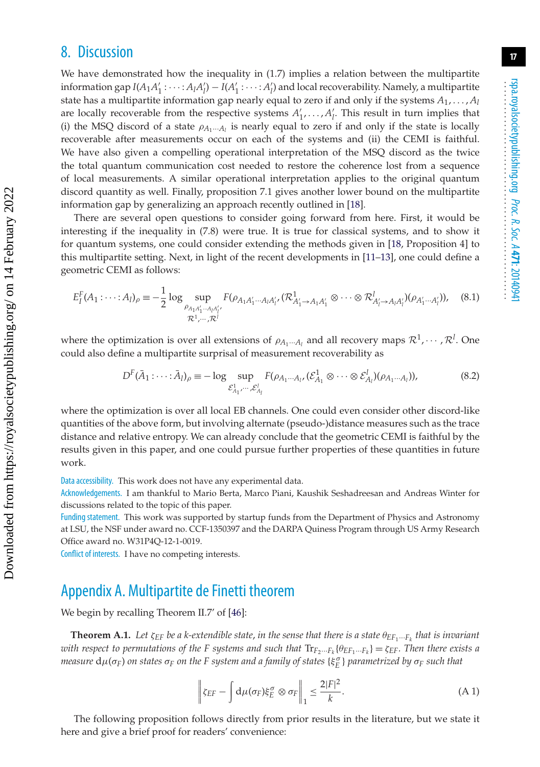## 8. Discussion

We have demonstrated how the inequality in (1.7) implies a relation between the multipartite information gap $I(A_1A_1' : \cdots : A_lA_l') - I(A_1' : \cdots : A_l')$ and local recoverability. Namely, a multipartite state has a multipartite information gap nearly equal to zero if and only if the systems $A_1, \ldots, A_l$ are locally recoverable from the respective systems $A_1', \ldots, A_l'$. This result in turn implies that (i) the MSQ discord of a state $\rho_{A_1\cdots A_l}$ is nearly equal to zero if and only if the state is locally recoverable after measurements occur on each of the systems and (ii) the CEMI is faithful. We have also given a compelling operational interpretation of the MSQ discord as the twice the total quantum communication cost needed to restore the coherence lost from a sequence of local measurements. A similar operational interpretation applies to the original quantum discord quantity as well. Finally, proposition 7.1 gives another lower bound on the multipartite information gap by generalizing an approach recently outlined in [18].

There are several open questions to consider going forward from here. First, it would be interesting if the inequality in (7.8) were true. It is true for classical systems, and to show it for quantum systems, one could consider extending the methods given in [18, Proposition 4] to this multipartite setting. Next, in light of the recent developments in [11–13], one could define a geometric CEMI as follows:

$$E_I^F(A_1 : \cdots : A_l)_\rho \equiv -\frac{1}{2} \log \sup_{\substack{\rho_{A_1A_1'\cdots A_lA_l'},\\ \mathcal{R}^1,\cdots,\mathcal{R}^l}} F(\rho_{A_1A_1'\cdots A_lA_l'}, (\mathcal{R}^1_{A_1'\to A_1A_1'} \otimes \cdots \otimes \mathcal{R}^l_{A_l'\to A_lA_l'})(\rho_{A_1'\cdots A_l'})), \tag{8.1}$$

where the optimization is over all extensions of $\rho_{A_1\cdots A_l}$ and all recovery maps $\mathcal{R}^1, \cdots, \mathcal{R}^l$. One could also define a multipartite surprisal of measurement recoverability as

$$D^F(\bar{A}_1 : \cdots : \bar{A}_l)_\rho \equiv -\log \sup_{\mathcal{E}^1_{A_1},\cdots,\mathcal{E}^l_{A_l}} F(\rho_{A_1\cdots A_l}, (\mathcal{E}^1_{A_1} \otimes \cdots \otimes \mathcal{E}^l_{A_l})(\rho_{A_1\cdots A_l})), \tag{8.2}$$

where the optimization is over all local EB channels. One could even consider other discord-like quantities of the above form, but involving alternate (pseudo-)distance measures such as the trace distance and relative entropy. We can already conclude that the geometric CEMI is faithful by the results given in this paper, and one could pursue further properties of these quantities in future work.

Data accessibility. This work does not have any experimental data.

Acknowledgements. I am thankful to Mario Berta, Marco Piani, Kaushik Seshadreesan and Andreas Winter for discussions related to the topic of this paper.

Funding statement. This work was supported by startup funds from the Department of Physics and Astronomy at LSU, the NSF under award no. CCF-1350397 and the DARPA Quiness Program through US Army Research Office award no. W31P4Q-12-1-0019.

Conflict of interests. I have no competing interests.

## Appendix A. Multipartite de Finetti theorem

We begin by recalling Theorem II.7′ of [46]:

**Theorem A.1.** *Let $\zeta_{EF}$ be a k-extendible state, in the sense that there is a state $\theta_{EF_1\cdots F_k}$ that is invariant with respect to permutations of the F systems and such that $\mathrm{Tr}_{F_2\cdots F_k}\{\theta_{EF_1\cdots F_k}\} = \zeta_{EF}$. Then there exists a measure $\mathrm{d}\mu(\sigma_F)$ on states $\sigma_F$ on the F system and a family of states $\{\xi_E^\sigma\}$ parametrized by $\sigma_F$ such that*

$$\left\| \zeta_{EF} - \int \mathrm{d}\mu(\sigma_F) \xi_E^\sigma \otimes \sigma_F \right\|_1 \leq \frac{2|F|^2}{k}. \tag{A 1}$$

The following proposition follows directly from prior results in the literature, but we state it here and give a brief proof for readers' convenience: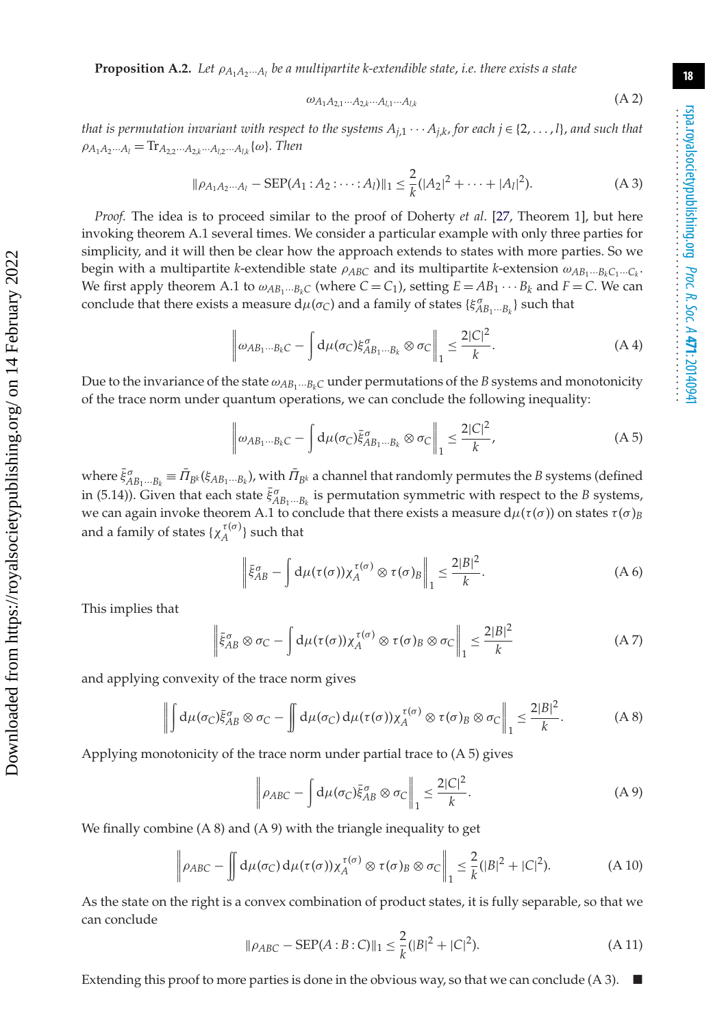**Proposition A.2.** *Let $\rho_{A_1A_2\cdots A_l}$ be a multipartite k-extendible state, i.e. there exists a state*

$$\omega_{A_1A_{2,1}\cdots A_{2,k}\cdots A_{l,1}\cdots A_{l,k}} \tag{A 2}$$

*that is permutation invariant with respect to the systems $A_{j,1}\cdots A_{j,k}$, for each $j \in \{2,\ldots,l\}$, and such that $\rho_{A_1A_2\cdots A_l} = \mathrm{Tr}_{A_{2,2}\cdots A_{2,k}\cdots A_{l,2}\cdots A_{l,k}}\{\omega\}$. Then*

$$\|\rho_{A_1A_2\cdots A_l} - \mathrm{SEP}(A_1 : A_2 : \cdots : A_l)\|_1 \leq \frac{2}{k}(|A_2|^2 + \cdots + |A_l|^2). \tag{A 3}$$

*Proof.* The idea is to proceed similar to the proof of Doherty *et al.* [27, Theorem 1], but here invoking theorem A.1 several times. We consider a particular example with only three parties for simplicity, and it will then be clear how the approach extends to states with more parties. So we begin with a multipartite $k$-extendible state $\rho_{ABC}$ and its multipartite $k$-extension $\omega_{AB_1\cdots B_kC_1\cdots C_k}$. We first apply theorem A.1 to $\omega_{AB_1\cdots B_kC}$ (where $C = C_1$), setting $E = AB_1\cdots B_k$ and $F = C$. We can conclude that there exists a measure $\mathrm{d}\mu(\sigma_C)$ and a family of states $\{\xi^{\sigma}_{AB_1\cdots B_k}\}$ such that

$$\left\| \omega_{AB_1\cdots B_kC} - \int \mathrm{d}\mu(\sigma_C)\xi^{\sigma}_{AB_1\cdots B_k} \otimes \sigma_C \right\|_1 \leq \frac{2|C|^2}{k}. \tag{A 4}$$

Due to the invariance of the state $\omega_{AB_1\cdots B_kC}$ under permutations of the $B$ systems and monotonicity of the trace norm under quantum operations, we can conclude the following inequality:

$$\left\| \omega_{AB_1\cdots B_kC} - \int \mathrm{d}\mu(\sigma_C)\bar{\xi}^{\sigma}_{AB_1\cdots B_k} \otimes \sigma_C \right\|_1 \leq \frac{2|C|^2}{k}, \tag{A 5}$$

where $\bar{\xi}^{\sigma}_{AB_1\cdots B_k} \equiv \bar{\Pi}_{B^k}(\xi_{AB_1\cdots B_k})$, with $\bar{\Pi}_{B^k}$ a channel that randomly permutes the $B$ systems (defined in (5.14)). Given that each state $\bar{\xi}^{\sigma}_{AB_1\cdots B_k}$ is permutation symmetric with respect to the $B$ systems, we can again invoke theorem A.1 to conclude that there exists a measure $\mathrm{d}\mu(\tau(\sigma))$ on states $\tau(\sigma)_B$ and a family of states $\{\chi_A^{\tau(\sigma)}\}$ such that

$$\left\| \bar{\xi}^{\sigma}_{AB} - \int \mathrm{d}\mu(\tau(\sigma))\chi_A^{\tau(\sigma)} \otimes \tau(\sigma)_B \right\|_1 \leq \frac{2|B|^2}{k}. \tag{A 6}$$

This implies that

$$\left\| \bar{\xi}^{\sigma}_{AB} \otimes \sigma_C - \int \mathrm{d}\mu(\tau(\sigma))\chi_A^{\tau(\sigma)} \otimes \tau(\sigma)_B \otimes \sigma_C \right\|_1 \leq \frac{2|B|^2}{k} \tag{A 7}$$

and applying convexity of the trace norm gives

$$\left\| \int \mathrm{d}\mu(\sigma_C)\bar{\xi}^{\sigma}_{AB} \otimes \sigma_C - \iint \mathrm{d}\mu(\sigma_C)\,\mathrm{d}\mu(\tau(\sigma))\chi_A^{\tau(\sigma)} \otimes \tau(\sigma)_B \otimes \sigma_C \right\|_1 \leq \frac{2|B|^2}{k}. \tag{A 8}$$

Applying monotonicity of the trace norm under partial trace to (A 5) gives

$$\left\| \rho_{ABC} - \int \mathrm{d}\mu(\sigma_C)\bar{\xi}^{\sigma}_{AB} \otimes \sigma_C \right\|_1 \leq \frac{2|C|^2}{k}. \tag{A 9}$$

We finally combine (A 8) and (A 9) with the triangle inequality to get

$$\left\| \rho_{ABC} - \iint \mathrm{d}\mu(\sigma_C)\,\mathrm{d}\mu(\tau(\sigma))\chi_A^{\tau(\sigma)} \otimes \tau(\sigma)_B \otimes \sigma_C \right\|_1 \leq \frac{2}{k}(|B|^2 + |C|^2). \tag{A 10}$$

As the state on the right is a convex combination of product states, it is fully separable, so that we can conclude

$$\|\rho_{ABC} - \mathrm{SEP}(A : B : C)\|_1 \leq \frac{2}{k}(|B|^2 + |C|^2). \tag{A 11}$$

Extending this proof to more parties is done in the obvious way, so that we can conclude (A 3). ■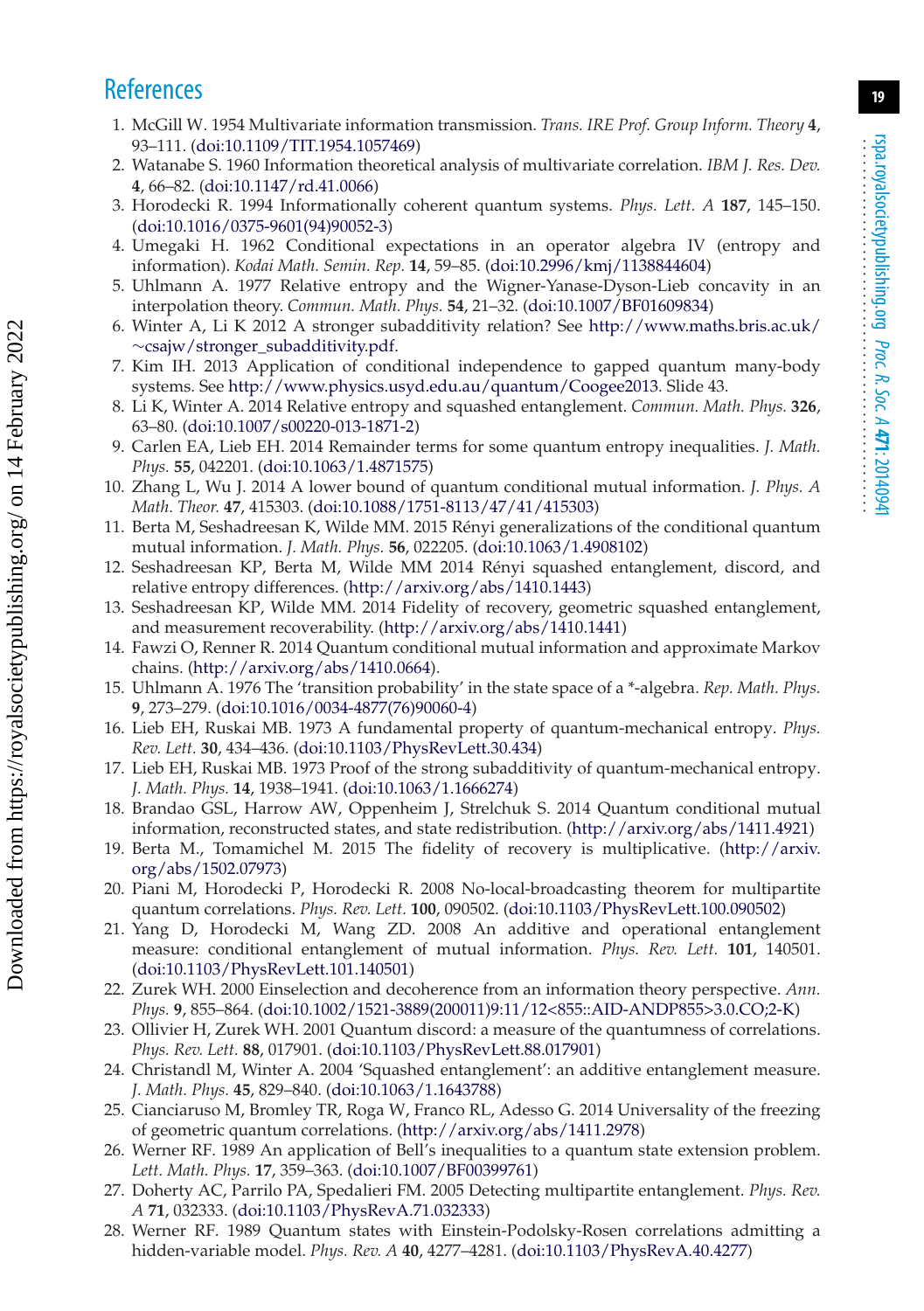## References

1. McGill W. 1954 Multivariate information transmission. *Trans. IRE Prof. Group Inform. Theory* **4**, 93–111. (doi:10.1109/TIT.1954.1057469)
2. Watanabe S. 1960 Information theoretical analysis of multivariate correlation. *IBM J. Res. Dev.* **4**, 66–82. (doi:10.1147/rd.41.0066)
3. Horodecki R. 1994 Informationally coherent quantum systems. *Phys. Lett. A* **187**, 145–150. (doi:10.1016/0375-9601(94)90052-3)
4. Umegaki H. 1962 Conditional expectations in an operator algebra IV (entropy and information). *Kodai Math. Semin. Rep.* **14**, 59–85. (doi:10.2996/kmj/1138844604)
5. Uhlmann A. 1977 Relative entropy and the Wigner-Yanase-Dyson-Lieb concavity in an interpolation theory. *Commun. Math. Phys.* **54**, 21–32. (doi:10.1007/BF01609834)
6. Winter A, Li K 2012 A stronger subadditivity relation? See http://www.maths.bris.ac.uk/~csajw/stronger_subadditivity.pdf.
7. Kim IH. 2013 Application of conditional independence to gapped quantum many-body systems. See http://www.physics.usyd.edu.au/quantum/Coogee2013. Slide 43.
8. Li K, Winter A. 2014 Relative entropy and squashed entanglement. *Commun. Math. Phys.* **326**, 63–80. (doi:10.1007/s00220-013-1871-2)
9. Carlen EA, Lieb EH. 2014 Remainder terms for some quantum entropy inequalities. *J. Math. Phys.* **55**, 042201. (doi:10.1063/1.4871575)
10. Zhang L, Wu J. 2014 A lower bound of quantum conditional mutual information. *J. Phys. A Math. Theor.* **47**, 415303. (doi:10.1088/1751-8113/47/41/415303)
11. Berta M, Seshadreesan K, Wilde MM. 2015 Rényi generalizations of the conditional quantum mutual information. *J. Math. Phys.* **56**, 022205. (doi:10.1063/1.4908102)
12. Seshadreesan KP, Berta M, Wilde MM 2014 Rényi squashed entanglement, discord, and relative entropy differences. (http://arxiv.org/abs/1410.1443)
13. Seshadreesan KP, Wilde MM. 2014 Fidelity of recovery, geometric squashed entanglement, and measurement recoverability. (http://arxiv.org/abs/1410.1441)
14. Fawzi O, Renner R. 2014 Quantum conditional mutual information and approximate Markov chains. (http://arxiv.org/abs/1410.0664).
15. Uhlmann A. 1976 The 'transition probability' in the state space of a *-algebra. *Rep. Math. Phys.* **9**, 273–279. (doi:10.1016/0034-4877(76)90060-4)
16. Lieb EH, Ruskai MB. 1973 A fundamental property of quantum-mechanical entropy. *Phys. Rev. Lett.* **30**, 434–436. (doi:10.1103/PhysRevLett.30.434)
17. Lieb EH, Ruskai MB. 1973 Proof of the strong subadditivity of quantum-mechanical entropy. *J. Math. Phys.* **14**, 1938–1941. (doi:10.1063/1.1666274)
18. Brandao GSL, Harrow AW, Oppenheim J, Strelchuk S. 2014 Quantum conditional mutual information, reconstructed states, and state redistribution. (http://arxiv.org/abs/1411.4921)
19. Berta M., Tomamichel M. 2015 The fidelity of recovery is multiplicative. (http://arxiv.org/abs/1502.07973)
20. Piani M, Horodecki P, Horodecki R. 2008 No-local-broadcasting theorem for multipartite quantum correlations. *Phys. Rev. Lett.* **100**, 090502. (doi:10.1103/PhysRevLett.100.090502)
21. Yang D, Horodecki M, Wang ZD. 2008 An additive and operational entanglement measure: conditional entanglement of mutual information. *Phys. Rev. Lett.* **101**, 140501. (doi:10.1103/PhysRevLett.101.140501)
22. Zurek WH. 2000 Einselection and decoherence from an information theory perspective. *Ann. Phys.* **9**, 855–864. (doi:10.1002/1521-3889(200011)9:11/12<855::AID-ANDP855>3.0.CO;2-K)
23. Ollivier H, Zurek WH. 2001 Quantum discord: a measure of the quantumness of correlations. *Phys. Rev. Lett.* **88**, 017901. (doi:10.1103/PhysRevLett.88.017901)
24. Christandl M, Winter A. 2004 'Squashed entanglement': an additive entanglement measure. *J. Math. Phys.* **45**, 829–840. (doi:10.1063/1.1643788)
25. Cianciaruso M, Bromley TR, Roga W, Franco RL, Adesso G. 2014 Universality of the freezing of geometric quantum correlations. (http://arxiv.org/abs/1411.2978)
26. Werner RF. 1989 An application of Bell's inequalities to a quantum state extension problem. *Lett. Math. Phys.* **17**, 359–363. (doi:10.1007/BF00399761)
27. Doherty AC, Parrilo PA, Spedalieri FM. 2005 Detecting multipartite entanglement. *Phys. Rev. A* **71**, 032333. (doi:10.1103/PhysRevA.71.032333)
28. Werner RF. 1989 Quantum states with Einstein-Podolsky-Rosen correlations admitting a hidden-variable model. *Phys. Rev. A* **40**, 4277–4281. (doi:10.1103/PhysRevA.40.4277)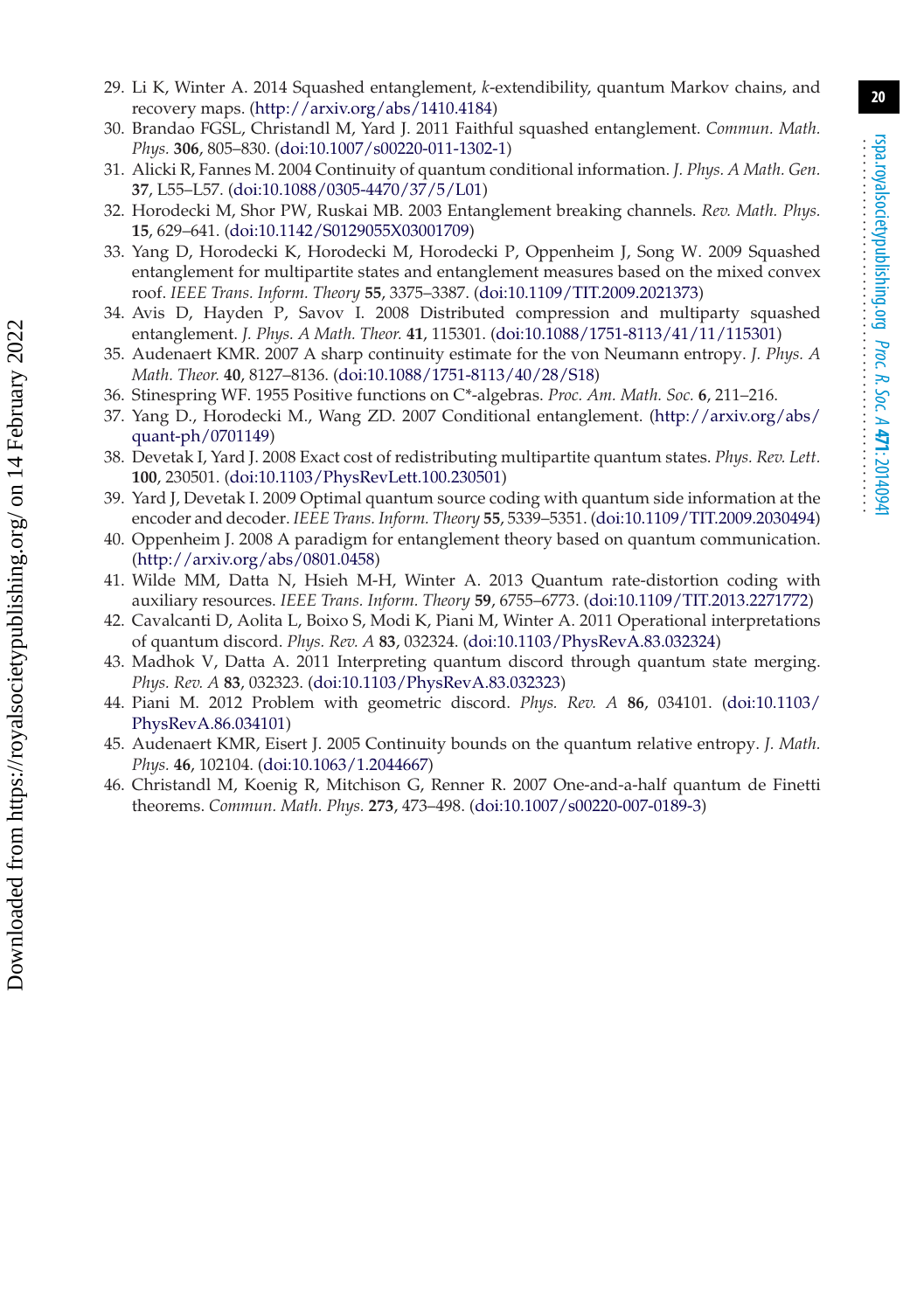29. Li K, Winter A. 2014 Squashed entanglement, $k$-extendibility, quantum Markov chains, and recovery maps. (http://arxiv.org/abs/1410.4184)
30. Brandao FGSL, Christandl M, Yard J. 2011 Faithful squashed entanglement. *Commun. Math. Phys.* **306**, 805–830. (doi:10.1007/s00220-011-1302-1)
31. Alicki R, Fannes M. 2004 Continuity of quantum conditional information. *J. Phys. A Math. Gen.* **37**, L55–L57. (doi:10.1088/0305-4470/37/5/L01)
32. Horodecki M, Shor PW, Ruskai MB. 2003 Entanglement breaking channels. *Rev. Math. Phys.* **15**, 629–641. (doi:10.1142/S0129055X03001709)
33. Yang D, Horodecki K, Horodecki M, Horodecki P, Oppenheim J, Song W. 2009 Squashed entanglement for multipartite states and entanglement measures based on the mixed convex roof. *IEEE Trans. Inform. Theory* **55**, 3375–3387. (doi:10.1109/TIT.2009.2021373)
34. Avis D, Hayden P, Savov I. 2008 Distributed compression and multiparty squashed entanglement. *J. Phys. A Math. Theor.* **41**, 115301. (doi:10.1088/1751-8113/41/11/115301)
35. Audenaert KMR. 2007 A sharp continuity estimate for the von Neumann entropy. *J. Phys. A Math. Theor.* **40**, 8127–8136. (doi:10.1088/1751-8113/40/28/S18)
36. Stinespring WF. 1955 Positive functions on C*-algebras. *Proc. Am. Math. Soc.* **6**, 211–216.
37. Yang D., Horodecki M., Wang ZD. 2007 Conditional entanglement. (http://arxiv.org/abs/quant-ph/0701149)
38. Devetak I, Yard J. 2008 Exact cost of redistributing multipartite quantum states. *Phys. Rev. Lett.* **100**, 230501. (doi:10.1103/PhysRevLett.100.230501)
39. Yard J, Devetak I. 2009 Optimal quantum source coding with quantum side information at the encoder and decoder. *IEEE Trans. Inform. Theory* **55**, 5339–5351. (doi:10.1109/TIT.2009.2030494)
40. Oppenheim J. 2008 A paradigm for entanglement theory based on quantum communication. (http://arxiv.org/abs/0801.0458)
41. Wilde MM, Datta N, Hsieh M-H, Winter A. 2013 Quantum rate-distortion coding with auxiliary resources. *IEEE Trans. Inform. Theory* **59**, 6755–6773. (doi:10.1109/TIT.2013.2271772)
42. Cavalcanti D, Aolita L, Boixo S, Modi K, Piani M, Winter A. 2011 Operational interpretations of quantum discord. *Phys. Rev. A* **83**, 032324. (doi:10.1103/PhysRevA.83.032324)
43. Madhok V, Datta A. 2011 Interpreting quantum discord through quantum state merging. *Phys. Rev. A* **83**, 032323. (doi:10.1103/PhysRevA.83.032323)
44. Piani M. 2012 Problem with geometric discord. *Phys. Rev. A* **86**, 034101. (doi:10.1103/PhysRevA.86.034101)
45. Audenaert KMR, Eisert J. 2005 Continuity bounds on the quantum relative entropy. *J. Math. Phys.* **46**, 102104. (doi:10.1063/1.2044667)
46. Christandl M, Koenig R, Mitchison G, Renner R. 2007 One-and-a-half quantum de Finetti theorems. *Commun. Math. Phys.* **273**, 473–498. (doi:10.1007/s00220-007-0189-3)